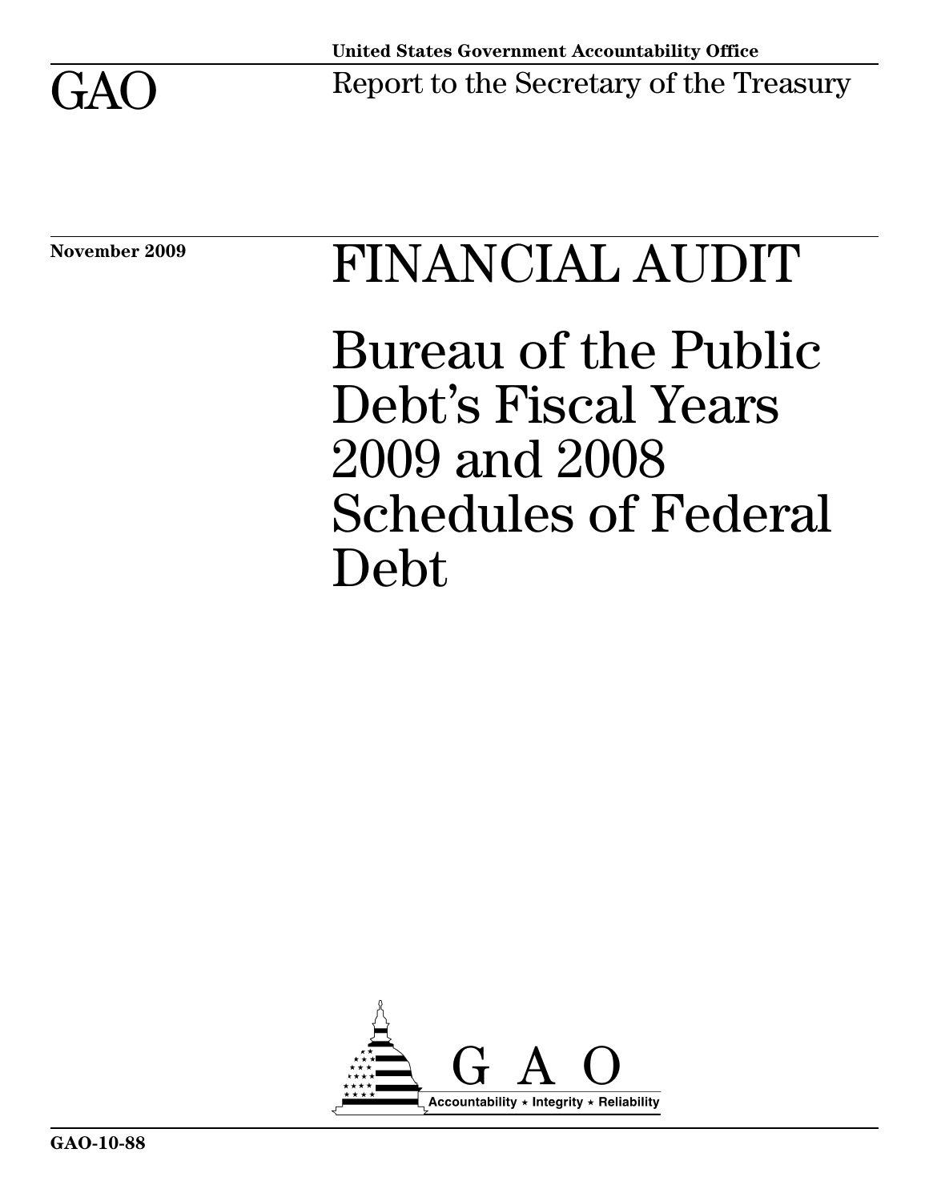United States Government Accountability Office

GAO

Report to the Secretary of the Treasury

November 2009

# FINANCIAL AUDIT

# Bureau of the Public Debt's Fiscal Years 2009 and 2008 Schedules of Federal Debt

GAO

Accountability * Integrity * Reliability

GAO-10-88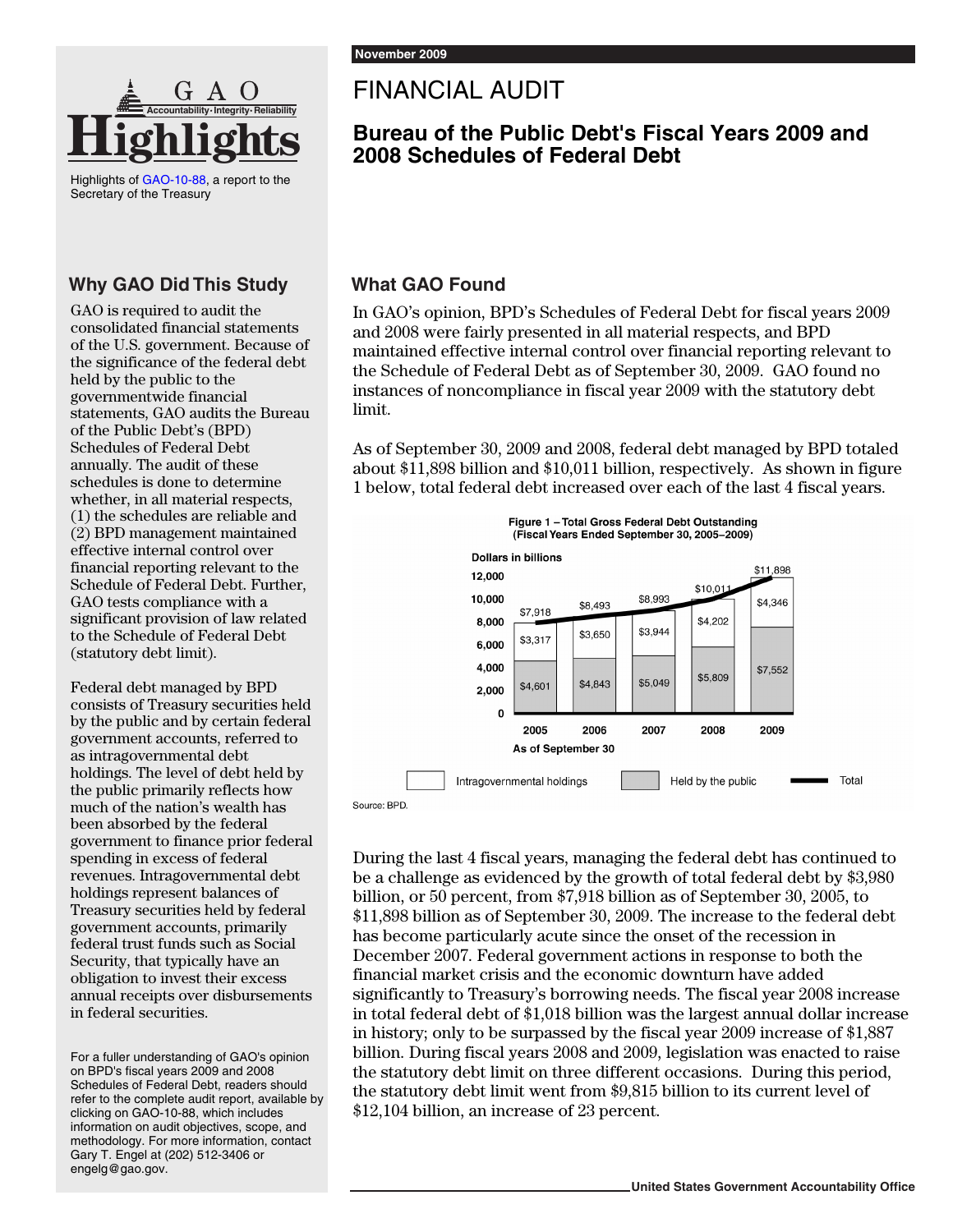November 2009

# FINANCIAL AUDIT

## Bureau of the Public Debt's Fiscal Years 2009 and 2008 Schedules of Federal Debt

Highlights of GAO-10-88, a report to the Secretary of the Treasury

### Why GAO Did This Study

GAO is required to audit the consolidated financial statements of the U.S. government. Because of the significance of the federal debt held by the public to the governmentwide financial statements, GAO audits the Bureau of the Public Debt's (BPD) Schedules of Federal Debt annually. The audit of these schedules is done to determine whether, in all material respects, (1) the schedules are reliable and (2) BPD management maintained effective internal control over financial reporting relevant to the Schedule of Federal Debt. Further, GAO tests compliance with a significant provision of law related to the Schedule of Federal Debt (statutory debt limit).

Federal debt managed by BPD consists of Treasury securities held by the public and by certain federal government accounts, referred to as intragovernmental debt holdings. The level of debt held by the public primarily reflects how much of the nation's wealth has been absorbed by the federal government to finance prior federal spending in excess of federal revenues. Intragovernmental debt holdings represent balances of Treasury securities held by federal government accounts, primarily federal trust funds such as Social Security, that typically have an obligation to invest their excess annual receipts over disbursements in federal securities.

For a fuller understanding of GAO's opinion on BPD's fiscal years 2009 and 2008 Schedules of Federal Debt, readers should refer to the complete audit report, available by clicking on GAO-10-88, which includes information on audit objectives, scope, and methodology. For more information, contact Gary T. Engel at (202) 512-3406 or engelg@gao.gov.

### What GAO Found

In GAO's opinion, BPD's Schedules of Federal Debt for fiscal years 2009 and 2008 were fairly presented in all material respects, and BPD maintained effective internal control over financial reporting relevant to the Schedule of Federal Debt as of September 30, 2009. GAO found no instances of noncompliance in fiscal year 2009 with the statutory debt limit.

As of September 30, 2009 and 2008, federal debt managed by BPD totaled about $11,898 billion and $10,011 billion, respectively. As shown in figure 1 below, total federal debt increased over each of the last 4 fiscal years.

Figure 1 – Total Gross Federal Debt Outstanding (Fiscal Years Ended September 30, 2005–2009)

Dollars in billions

| As of September 30 | Intragovernmental holdings | Held by the public | Total |
|---|---|---|---|
| 2005 | $3,317 | $4,601 | $7,918 |
| 2006 | $3,650 | $4,843 | $8,493 |
| 2007 | $3,944 | $5,049 | $8,993 |
| 2008 | $4,202 | $5,809 | $10,011 |
| 2009 | $4,346 | $7,552 | $11,898 |

Source: BPD.

During the last 4 fiscal years, managing the federal debt has continued to be a challenge as evidenced by the growth of total federal debt by $3,980 billion, or 50 percent, from $7,918 billion as of September 30, 2005, to $11,898 billion as of September 30, 2009. The increase to the federal debt has become particularly acute since the onset of the recession in December 2007. Federal government actions in response to both the financial market crisis and the economic downturn have added significantly to Treasury's borrowing needs. The fiscal year 2008 increase in total federal debt of $1,018 billion was the largest annual dollar increase in history; only to be surpassed by the fiscal year 2009 increase of $1,887 billion. During fiscal years 2008 and 2009, legislation was enacted to raise the statutory debt limit on three different occasions. During this period, the statutory debt limit went from $9,815 billion to its current level of $12,104 billion, an increase of 23 percent.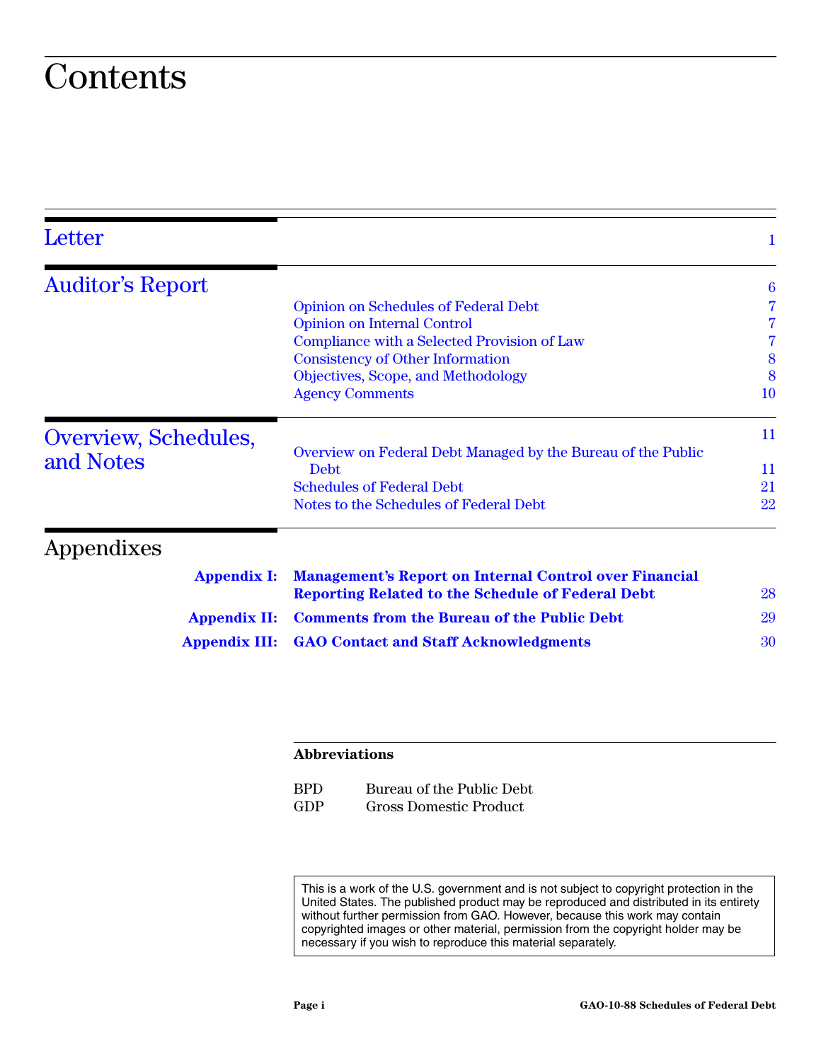# Contents

| | | |
|---|---|---|
| **Letter** | | 1 |
| **Auditor's Report** | | 6 |
| | Opinion on Schedules of Federal Debt | 7 |
| | Opinion on Internal Control | 7 |
| | Compliance with a Selected Provision of Law | 7 |
| | Consistency of Other Information | 8 |
| | Objectives, Scope, and Methodology | 8 |
| | Agency Comments | 10 |
| **Overview, Schedules, and Notes** | | 11 |
| | Overview on Federal Debt Managed by the Bureau of the Public Debt | 11 |
| | Schedules of Federal Debt | 21 |
| | Notes to the Schedules of Federal Debt | 22 |

## Appendixes

| | | |
|---|---|---|
| **Appendix I:** | **Management's Report on Internal Control over Financial Reporting Related to the Schedule of Federal Debt** | 28 |
| **Appendix II:** | **Comments from the Bureau of the Public Debt** | 29 |
| **Appendix III:** | **GAO Contact and Staff Acknowledgments** | 30 |

**Abbreviations**

| | |
|---|---|
| BPD | Bureau of the Public Debt |
| GDP | Gross Domestic Product |

This is a work of the U.S. government and is not subject to copyright protection in the United States. The published product may be reproduced and distributed in its entirety without further permission from GAO. However, because this work may contain copyrighted images or other material, permission from the copyright holder may be necessary if you wish to reproduce this material separately.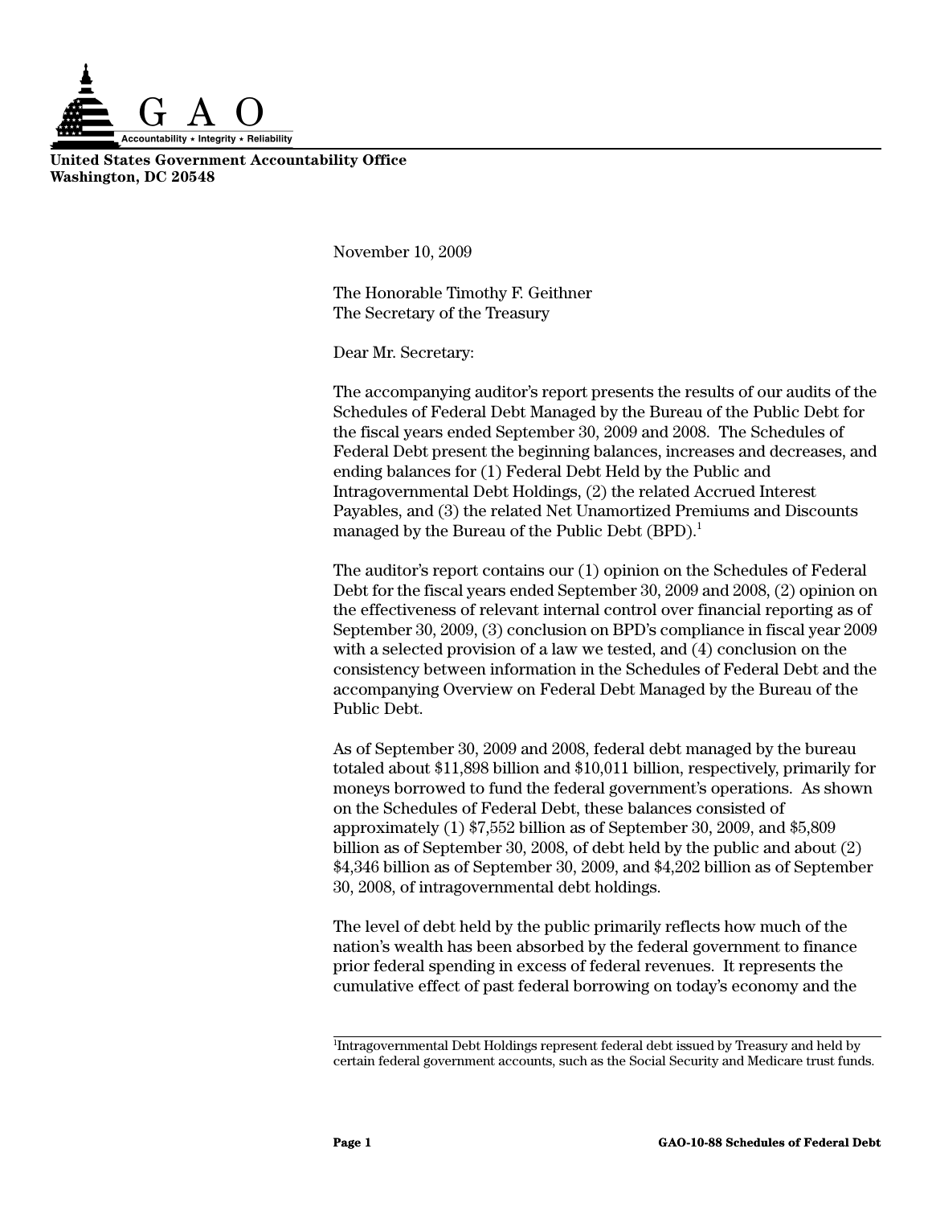**United States Government Accountability Office**
**Washington, DC 20548**

November 10, 2009

The Honorable Timothy F. Geithner
The Secretary of the Treasury

Dear Mr. Secretary:

The accompanying auditor's report presents the results of our audits of the Schedules of Federal Debt Managed by the Bureau of the Public Debt for the fiscal years ended September 30, 2009 and 2008. The Schedules of Federal Debt present the beginning balances, increases and decreases, and ending balances for (1) Federal Debt Held by the Public and Intragovernmental Debt Holdings, (2) the related Accrued Interest Payables, and (3) the related Net Unamortized Premiums and Discounts managed by the Bureau of the Public Debt (BPD).[1]

The auditor's report contains our (1) opinion on the Schedules of Federal Debt for the fiscal years ended September 30, 2009 and 2008, (2) opinion on the effectiveness of relevant internal control over financial reporting as of September 30, 2009, (3) conclusion on BPD's compliance in fiscal year 2009 with a selected provision of a law we tested, and (4) conclusion on the consistency between information in the Schedules of Federal Debt and the accompanying Overview on Federal Debt Managed by the Bureau of the Public Debt.

As of September 30, 2009 and 2008, federal debt managed by the bureau totaled about $11,898 billion and $10,011 billion, respectively, primarily for moneys borrowed to fund the federal government's operations. As shown on the Schedules of Federal Debt, these balances consisted of approximately (1) $7,552 billion as of September 30, 2009, and $5,809 billion as of September 30, 2008, of debt held by the public and about (2) $4,346 billion as of September 30, 2009, and $4,202 billion as of September 30, 2008, of intragovernmental debt holdings.

The level of debt held by the public primarily reflects how much of the nation's wealth has been absorbed by the federal government to finance prior federal spending in excess of federal revenues. It represents the cumulative effect of past federal borrowing on today's economy and the

[1]Intragovernmental Debt Holdings represent federal debt issued by Treasury and held by certain federal government accounts, such as the Social Security and Medicare trust funds.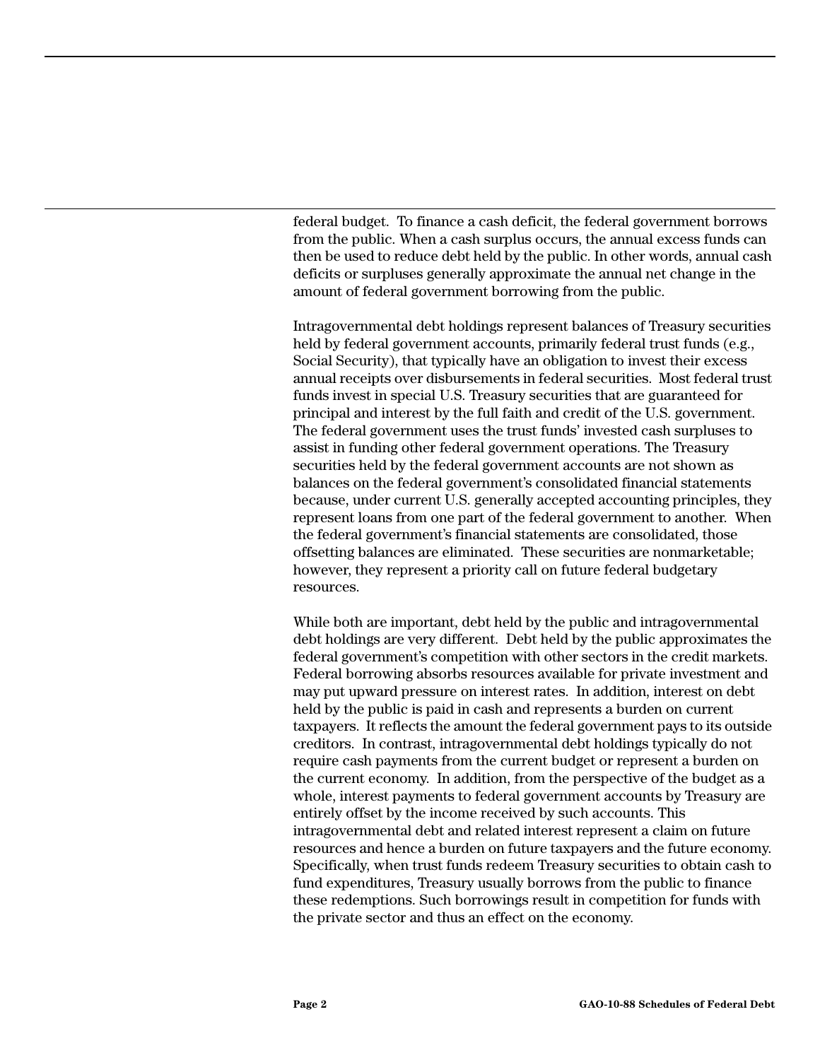federal budget. To finance a cash deficit, the federal government borrows from the public. When a cash surplus occurs, the annual excess funds can then be used to reduce debt held by the public. In other words, annual cash deficits or surpluses generally approximate the annual net change in the amount of federal government borrowing from the public.

Intragovernmental debt holdings represent balances of Treasury securities held by federal government accounts, primarily federal trust funds (e.g., Social Security), that typically have an obligation to invest their excess annual receipts over disbursements in federal securities. Most federal trust funds invest in special U.S. Treasury securities that are guaranteed for principal and interest by the full faith and credit of the U.S. government. The federal government uses the trust funds' invested cash surpluses to assist in funding other federal government operations. The Treasury securities held by the federal government accounts are not shown as balances on the federal government's consolidated financial statements because, under current U.S. generally accepted accounting principles, they represent loans from one part of the federal government to another. When the federal government's financial statements are consolidated, those offsetting balances are eliminated. These securities are nonmarketable; however, they represent a priority call on future federal budgetary resources.

While both are important, debt held by the public and intragovernmental debt holdings are very different. Debt held by the public approximates the federal government's competition with other sectors in the credit markets. Federal borrowing absorbs resources available for private investment and may put upward pressure on interest rates. In addition, interest on debt held by the public is paid in cash and represents a burden on current taxpayers. It reflects the amount the federal government pays to its outside creditors. In contrast, intragovernmental debt holdings typically do not require cash payments from the current budget or represent a burden on the current economy. In addition, from the perspective of the budget as a whole, interest payments to federal government accounts by Treasury are entirely offset by the income received by such accounts. This intragovernmental debt and related interest represent a claim on future resources and hence a burden on future taxpayers and the future economy. Specifically, when trust funds redeem Treasury securities to obtain cash to fund expenditures, Treasury usually borrows from the public to finance these redemptions. Such borrowings result in competition for funds with the private sector and thus an effect on the economy.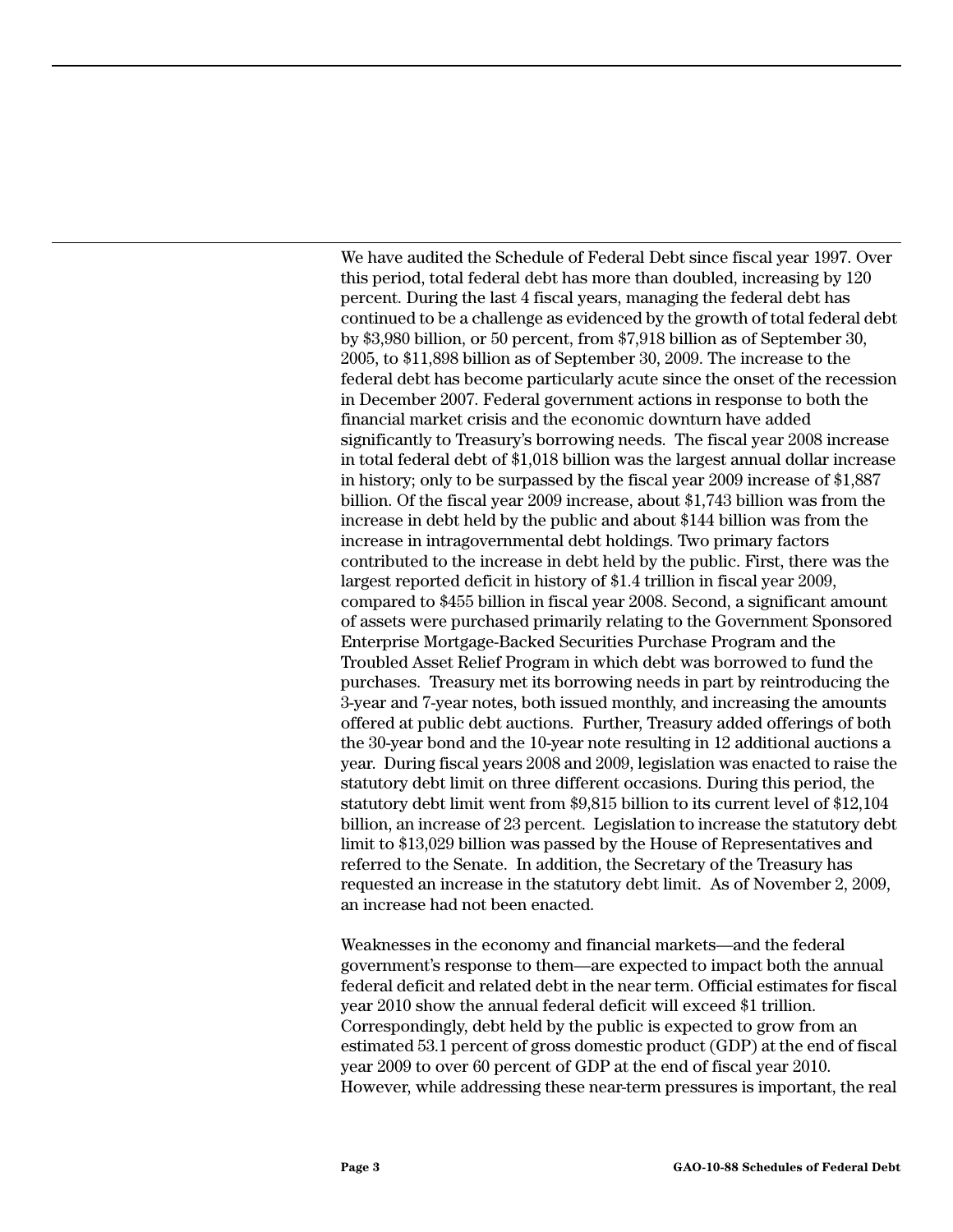We have audited the Schedule of Federal Debt since fiscal year 1997. Over this period, total federal debt has more than doubled, increasing by 120 percent. During the last 4 fiscal years, managing the federal debt has continued to be a challenge as evidenced by the growth of total federal debt by $3,980 billion, or 50 percent, from $7,918 billion as of September 30, 2005, to $11,898 billion as of September 30, 2009. The increase to the federal debt has become particularly acute since the onset of the recession in December 2007. Federal government actions in response to both the financial market crisis and the economic downturn have added significantly to Treasury's borrowing needs. The fiscal year 2008 increase in total federal debt of $1,018 billion was the largest annual dollar increase in history; only to be surpassed by the fiscal year 2009 increase of $1,887 billion. Of the fiscal year 2009 increase, about $1,743 billion was from the increase in debt held by the public and about $144 billion was from the increase in intragovernmental debt holdings. Two primary factors contributed to the increase in debt held by the public. First, there was the largest reported deficit in history of $1.4 trillion in fiscal year 2009, compared to $455 billion in fiscal year 2008. Second, a significant amount of assets were purchased primarily relating to the Government Sponsored Enterprise Mortgage-Backed Securities Purchase Program and the Troubled Asset Relief Program in which debt was borrowed to fund the purchases. Treasury met its borrowing needs in part by reintroducing the 3-year and 7-year notes, both issued monthly, and increasing the amounts offered at public debt auctions. Further, Treasury added offerings of both the 30-year bond and the 10-year note resulting in 12 additional auctions a year. During fiscal years 2008 and 2009, legislation was enacted to raise the statutory debt limit on three different occasions. During this period, the statutory debt limit went from $9,815 billion to its current level of $12,104 billion, an increase of 23 percent. Legislation to increase the statutory debt limit to $13,029 billion was passed by the House of Representatives and referred to the Senate. In addition, the Secretary of the Treasury has requested an increase in the statutory debt limit. As of November 2, 2009, an increase had not been enacted.

Weaknesses in the economy and financial markets—and the federal government's response to them—are expected to impact both the annual federal deficit and related debt in the near term. Official estimates for fiscal year 2010 show the annual federal deficit will exceed $1 trillion. Correspondingly, debt held by the public is expected to grow from an estimated 53.1 percent of gross domestic product (GDP) at the end of fiscal year 2009 to over 60 percent of GDP at the end of fiscal year 2010. However, while addressing these near-term pressures is important, the real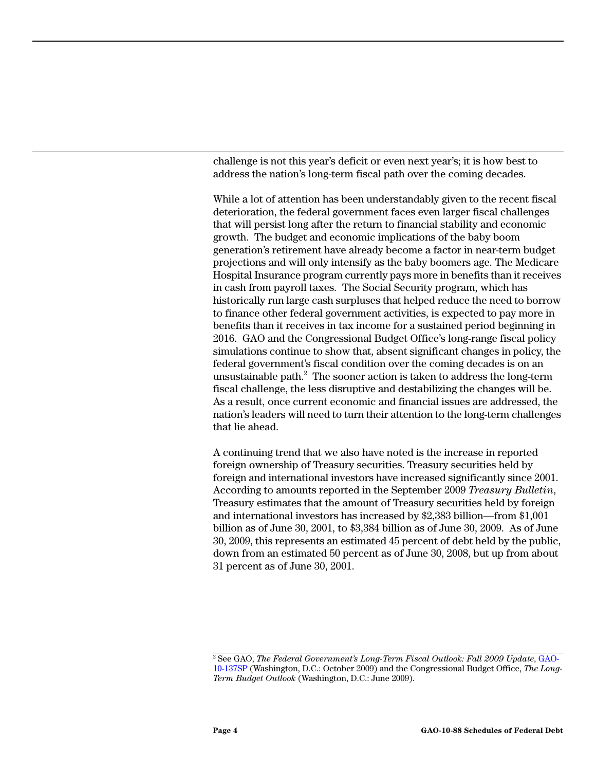challenge is not this year's deficit or even next year's; it is how best to address the nation's long-term fiscal path over the coming decades.

While a lot of attention has been understandably given to the recent fiscal deterioration, the federal government faces even larger fiscal challenges that will persist long after the return to financial stability and economic growth. The budget and economic implications of the baby boom generation's retirement have already become a factor in near-term budget projections and will only intensify as the baby boomers age. The Medicare Hospital Insurance program currently pays more in benefits than it receives in cash from payroll taxes. The Social Security program, which has historically run large cash surpluses that helped reduce the need to borrow to finance other federal government activities, is expected to pay more in benefits than it receives in tax income for a sustained period beginning in 2016. GAO and the Congressional Budget Office's long-range fiscal policy simulations continue to show that, absent significant changes in policy, the federal government's fiscal condition over the coming decades is on an unsustainable path.[2] The sooner action is taken to address the long-term fiscal challenge, the less disruptive and destabilizing the changes will be. As a result, once current economic and financial issues are addressed, the nation's leaders will need to turn their attention to the long-term challenges that lie ahead.

A continuing trend that we also have noted is the increase in reported foreign ownership of Treasury securities. Treasury securities held by foreign and international investors have increased significantly since 2001. According to amounts reported in the September 2009 *Treasury Bulletin*, Treasury estimates that the amount of Treasury securities held by foreign and international investors has increased by $2,383 billion—from $1,001 billion as of June 30, 2001, to $3,384 billion as of June 30, 2009. As of June 30, 2009, this represents an estimated 45 percent of debt held by the public, down from an estimated 50 percent as of June 30, 2008, but up from about 31 percent as of June 30, 2001.

[2] See GAO, *The Federal Government's Long-Term Fiscal Outlook: Fall 2009 Update*, GAO-10-137SP (Washington, D.C.: October 2009) and the Congressional Budget Office, *The Long-Term Budget Outlook* (Washington, D.C.: June 2009).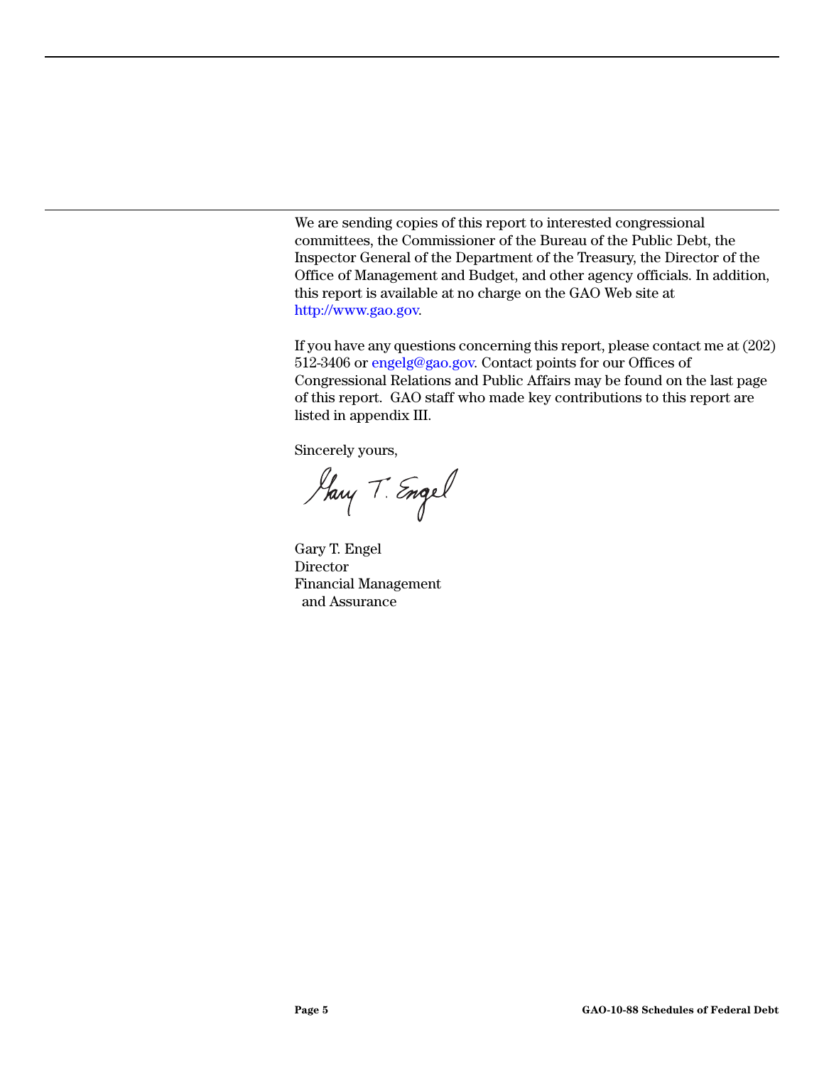We are sending copies of this report to interested congressional committees, the Commissioner of the Bureau of the Public Debt, the Inspector General of the Department of the Treasury, the Director of the Office of Management and Budget, and other agency officials. In addition, this report is available at no charge on the GAO Web site at http://www.gao.gov.

If you have any questions concerning this report, please contact me at (202) 512-3406 or engelg@gao.gov. Contact points for our Offices of Congressional Relations and Public Affairs may be found on the last page of this report. GAO staff who made key contributions to this report are listed in appendix III.

Sincerely yours,

Gary T. Engel
Director
Financial Management
and Assurance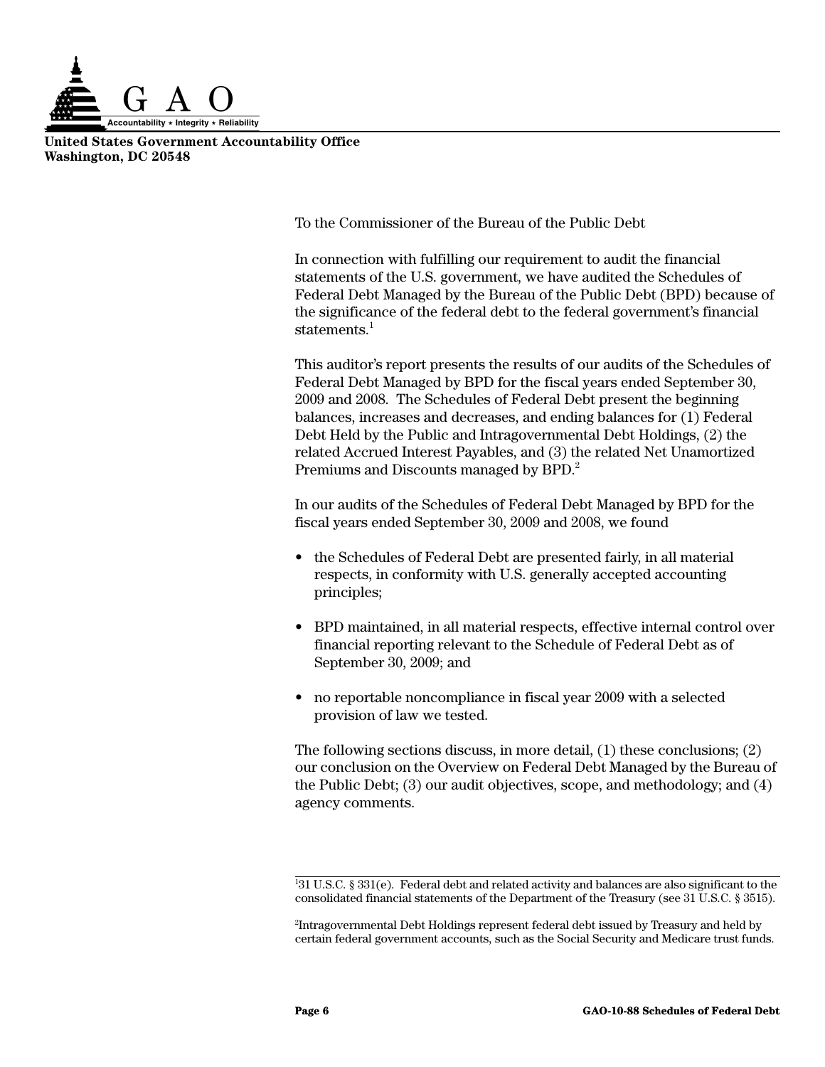**United States Government Accountability Office**
**Washington, DC 20548**

To the Commissioner of the Bureau of the Public Debt

In connection with fulfilling our requirement to audit the financial statements of the U.S. government, we have audited the Schedules of Federal Debt Managed by the Bureau of the Public Debt (BPD) because of the significance of the federal debt to the federal government's financial statements.[1]

This auditor's report presents the results of our audits of the Schedules of Federal Debt Managed by BPD for the fiscal years ended September 30, 2009 and 2008. The Schedules of Federal Debt present the beginning balances, increases and decreases, and ending balances for (1) Federal Debt Held by the Public and Intragovernmental Debt Holdings, (2) the related Accrued Interest Payables, and (3) the related Net Unamortized Premiums and Discounts managed by BPD.[2]

In our audits of the Schedules of Federal Debt Managed by BPD for the fiscal years ended September 30, 2009 and 2008, we found

- the Schedules of Federal Debt are presented fairly, in all material respects, in conformity with U.S. generally accepted accounting principles;
- BPD maintained, in all material respects, effective internal control over financial reporting relevant to the Schedule of Federal Debt as of September 30, 2009; and
- no reportable noncompliance in fiscal year 2009 with a selected provision of law we tested.

The following sections discuss, in more detail, (1) these conclusions; (2) our conclusion on the Overview on Federal Debt Managed by the Bureau of the Public Debt; (3) our audit objectives, scope, and methodology; and (4) agency comments.

[1]31 U.S.C. § 331(e). Federal debt and related activity and balances are also significant to the consolidated financial statements of the Department of the Treasury (see 31 U.S.C. § 3515).

[2]Intragovernmental Debt Holdings represent federal debt issued by Treasury and held by certain federal government accounts, such as the Social Security and Medicare trust funds.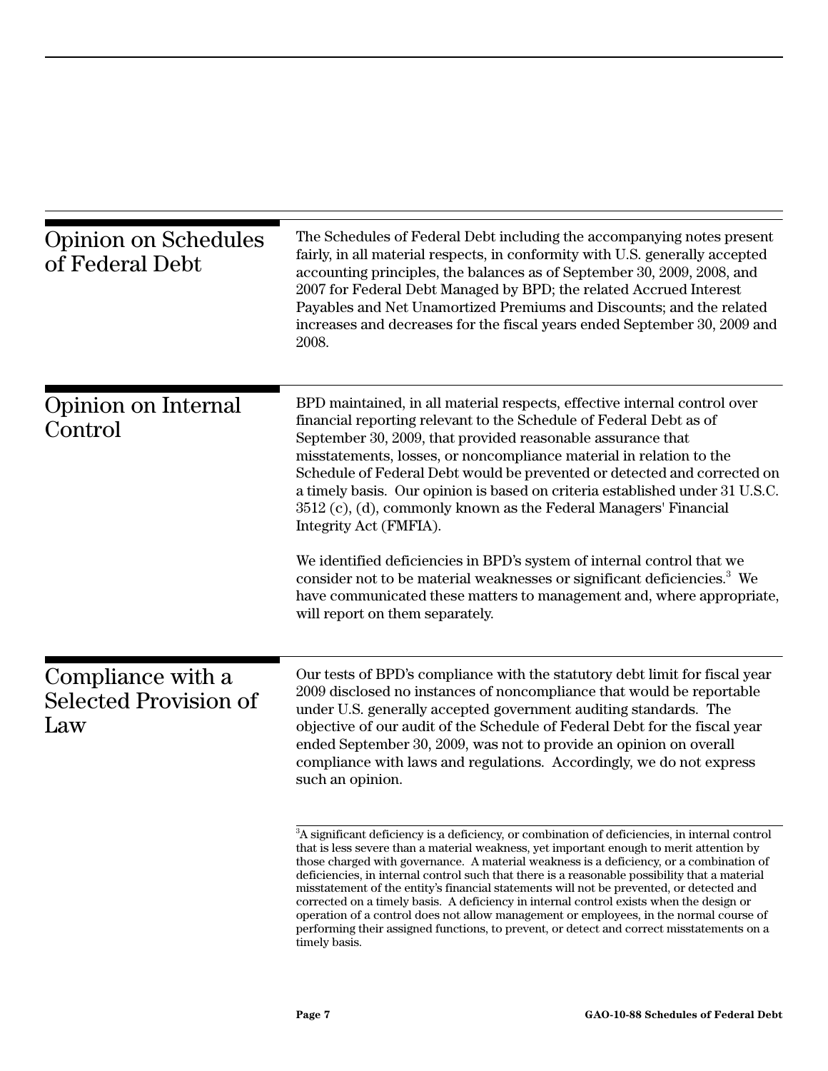## Opinion on Schedules of Federal Debt

The Schedules of Federal Debt including the accompanying notes present fairly, in all material respects, in conformity with U.S. generally accepted accounting principles, the balances as of September 30, 2009, 2008, and 2007 for Federal Debt Managed by BPD; the related Accrued Interest Payables and Net Unamortized Premiums and Discounts; and the related increases and decreases for the fiscal years ended September 30, 2009 and 2008.

## Opinion on Internal Control

BPD maintained, in all material respects, effective internal control over financial reporting relevant to the Schedule of Federal Debt as of September 30, 2009, that provided reasonable assurance that misstatements, losses, or noncompliance material in relation to the Schedule of Federal Debt would be prevented or detected and corrected on a timely basis. Our opinion is based on criteria established under 31 U.S.C. 3512 (c), (d), commonly known as the Federal Managers' Financial Integrity Act (FMFIA).

We identified deficiencies in BPD's system of internal control that we consider not to be material weaknesses or significant deficiencies.[3] We have communicated these matters to management and, where appropriate, will report on them separately.

## Compliance with a Selected Provision of Law

Our tests of BPD's compliance with the statutory debt limit for fiscal year 2009 disclosed no instances of noncompliance that would be reportable under U.S. generally accepted government auditing standards. The objective of our audit of the Schedule of Federal Debt for the fiscal year ended September 30, 2009, was not to provide an opinion on overall compliance with laws and regulations. Accordingly, we do not express such an opinion.

---

[3] A significant deficiency is a deficiency, or combination of deficiencies, in internal control that is less severe than a material weakness, yet important enough to merit attention by those charged with governance. A material weakness is a deficiency, or a combination of deficiencies, in internal control such that there is a reasonable possibility that a material misstatement of the entity's financial statements will not be prevented, or detected and corrected on a timely basis. A deficiency in internal control exists when the design or operation of a control does not allow management or employees, in the normal course of performing their assigned functions, to prevent, or detect and correct misstatements on a timely basis.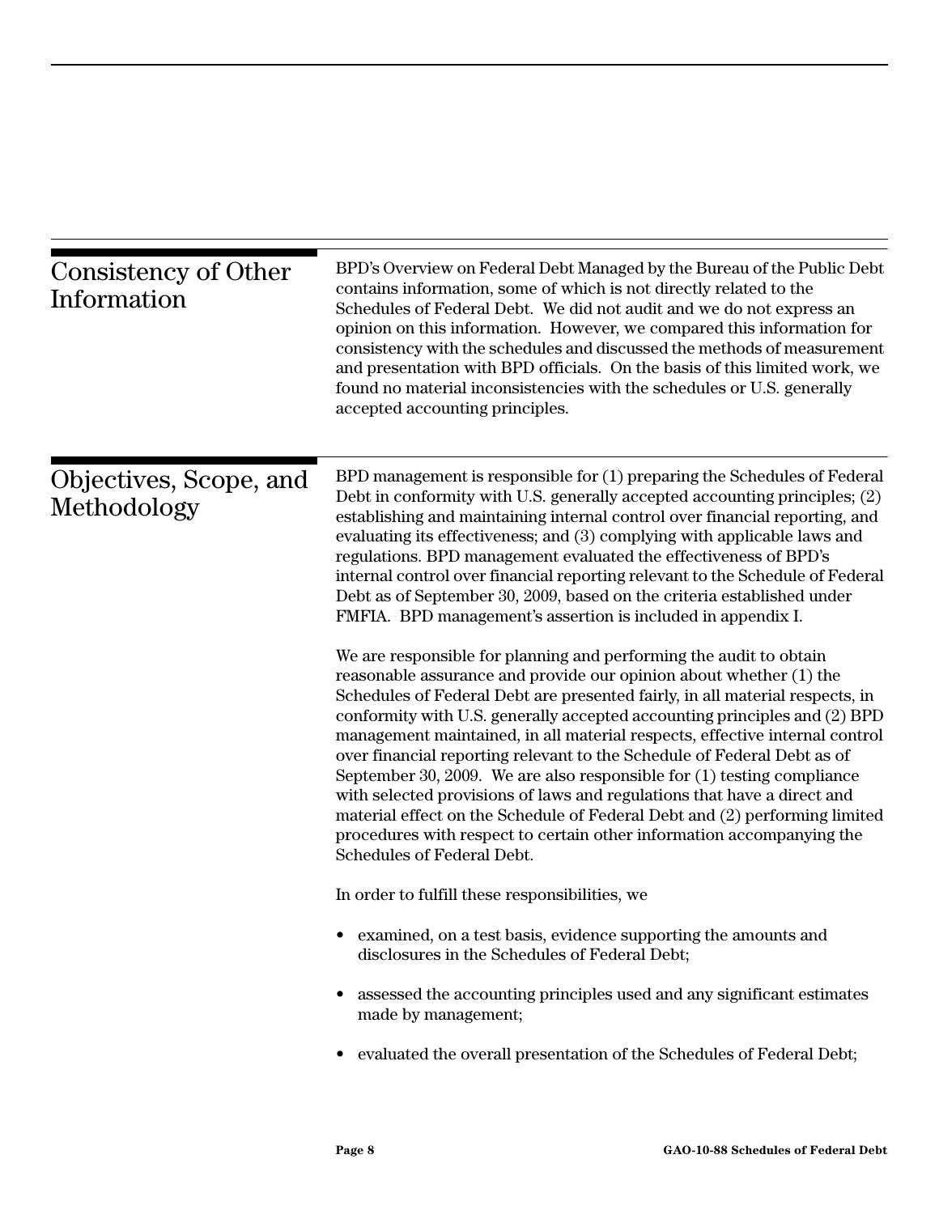## Consistency of Other Information

BPD's Overview on Federal Debt Managed by the Bureau of the Public Debt contains information, some of which is not directly related to the Schedules of Federal Debt. We did not audit and we do not express an opinion on this information. However, we compared this information for consistency with the schedules and discussed the methods of measurement and presentation with BPD officials. On the basis of this limited work, we found no material inconsistencies with the schedules or U.S. generally accepted accounting principles.

## Objectives, Scope, and Methodology

BPD management is responsible for (1) preparing the Schedules of Federal Debt in conformity with U.S. generally accepted accounting principles; (2) establishing and maintaining internal control over financial reporting, and evaluating its effectiveness; and (3) complying with applicable laws and regulations. BPD management evaluated the effectiveness of BPD's internal control over financial reporting relevant to the Schedule of Federal Debt as of September 30, 2009, based on the criteria established under FMFIA. BPD management's assertion is included in appendix I.

We are responsible for planning and performing the audit to obtain reasonable assurance and provide our opinion about whether (1) the Schedules of Federal Debt are presented fairly, in all material respects, in conformity with U.S. generally accepted accounting principles and (2) BPD management maintained, in all material respects, effective internal control over financial reporting relevant to the Schedule of Federal Debt as of September 30, 2009. We are also responsible for (1) testing compliance with selected provisions of laws and regulations that have a direct and material effect on the Schedule of Federal Debt and (2) performing limited procedures with respect to certain other information accompanying the Schedules of Federal Debt.

In order to fulfill these responsibilities, we

- examined, on a test basis, evidence supporting the amounts and disclosures in the Schedules of Federal Debt;
- assessed the accounting principles used and any significant estimates made by management;
- evaluated the overall presentation of the Schedules of Federal Debt;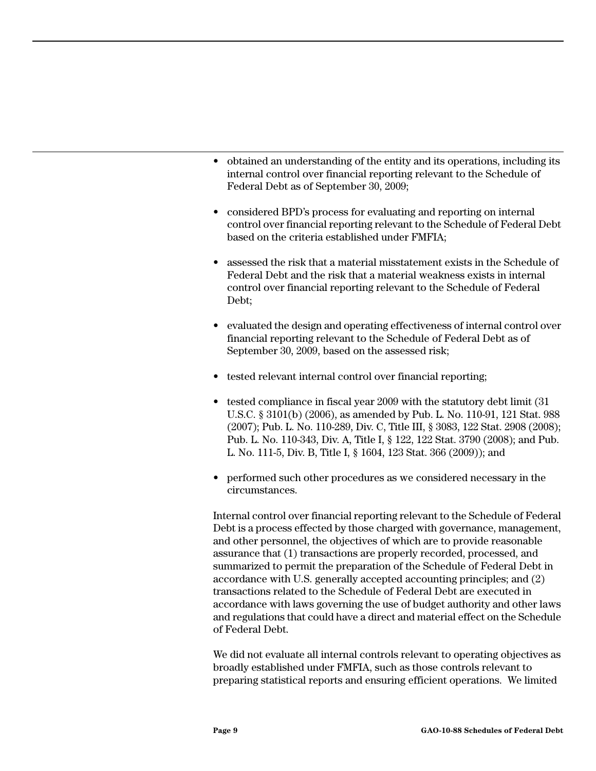- obtained an understanding of the entity and its operations, including its internal control over financial reporting relevant to the Schedule of Federal Debt as of September 30, 2009;
- considered BPD's process for evaluating and reporting on internal control over financial reporting relevant to the Schedule of Federal Debt based on the criteria established under FMFIA;
- assessed the risk that a material misstatement exists in the Schedule of Federal Debt and the risk that a material weakness exists in internal control over financial reporting relevant to the Schedule of Federal Debt;
- evaluated the design and operating effectiveness of internal control over financial reporting relevant to the Schedule of Federal Debt as of September 30, 2009, based on the assessed risk;
- tested relevant internal control over financial reporting;
- tested compliance in fiscal year 2009 with the statutory debt limit (31 U.S.C. § 3101(b) (2006), as amended by Pub. L. No. 110-91, 121 Stat. 988 (2007); Pub. L. No. 110-289, Div. C, Title III, § 3083, 122 Stat. 2908 (2008); Pub. L. No. 110-343, Div. A, Title I, § 122, 122 Stat. 3790 (2008); and Pub. L. No. 111-5, Div. B, Title I, § 1604, 123 Stat. 366 (2009)); and
- performed such other procedures as we considered necessary in the circumstances.

Internal control over financial reporting relevant to the Schedule of Federal Debt is a process effected by those charged with governance, management, and other personnel, the objectives of which are to provide reasonable assurance that (1) transactions are properly recorded, processed, and summarized to permit the preparation of the Schedule of Federal Debt in accordance with U.S. generally accepted accounting principles; and (2) transactions related to the Schedule of Federal Debt are executed in accordance with laws governing the use of budget authority and other laws and regulations that could have a direct and material effect on the Schedule of Federal Debt.

We did not evaluate all internal controls relevant to operating objectives as broadly established under FMFIA, such as those controls relevant to preparing statistical reports and ensuring efficient operations. We limited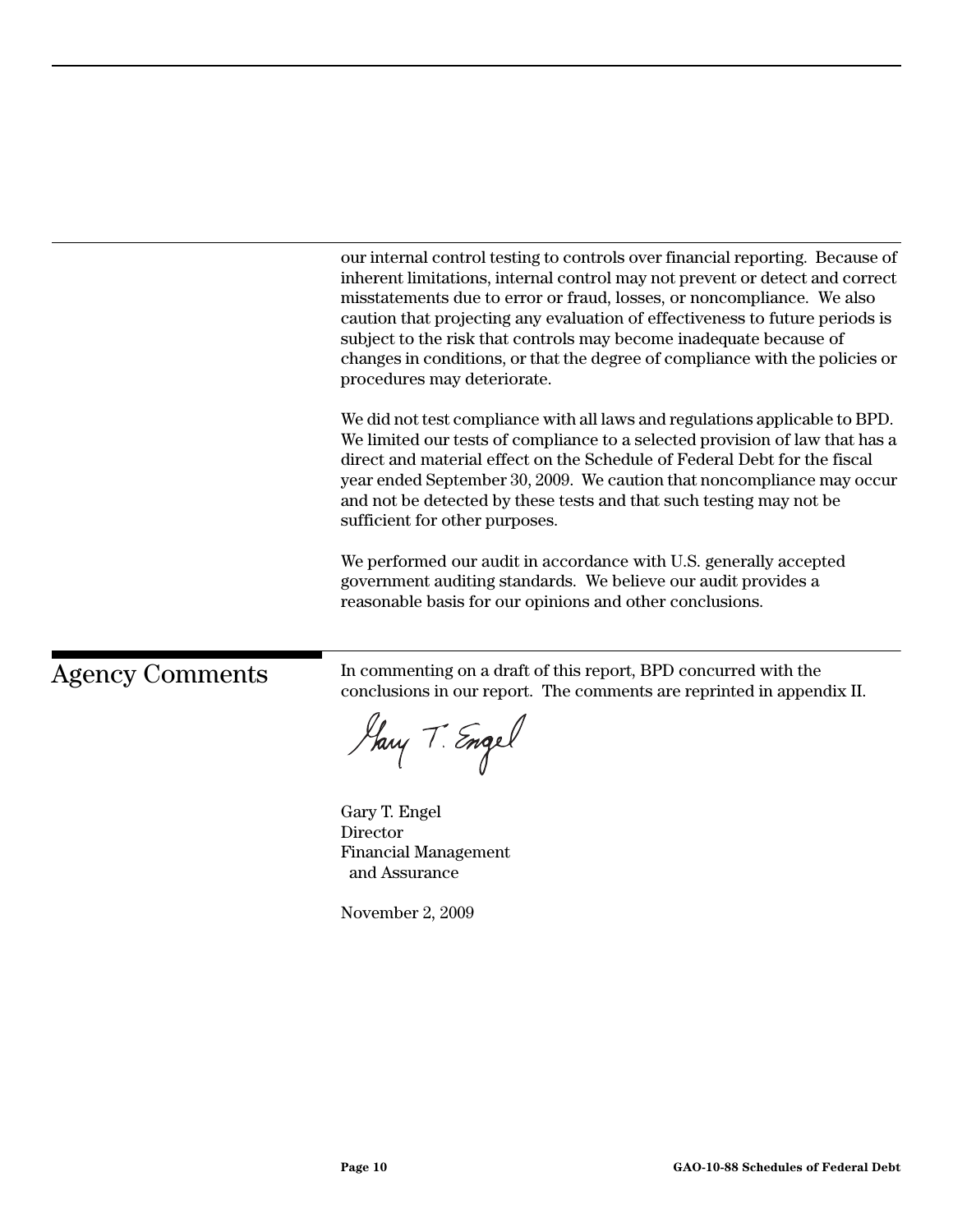our internal control testing to controls over financial reporting. Because of inherent limitations, internal control may not prevent or detect and correct misstatements due to error or fraud, losses, or noncompliance. We also caution that projecting any evaluation of effectiveness to future periods is subject to the risk that controls may become inadequate because of changes in conditions, or that the degree of compliance with the policies or procedures may deteriorate.

We did not test compliance with all laws and regulations applicable to BPD. We limited our tests of compliance to a selected provision of law that has a direct and material effect on the Schedule of Federal Debt for the fiscal year ended September 30, 2009. We caution that noncompliance may occur and not be detected by these tests and that such testing may not be sufficient for other purposes.

We performed our audit in accordance with U.S. generally accepted government auditing standards. We believe our audit provides a reasonable basis for our opinions and other conclusions.

## Agency Comments

In commenting on a draft of this report, BPD concurred with the conclusions in our report. The comments are reprinted in appendix II.

Gary T. Engel

Gary T. Engel
Director
Financial Management
and Assurance

November 2, 2009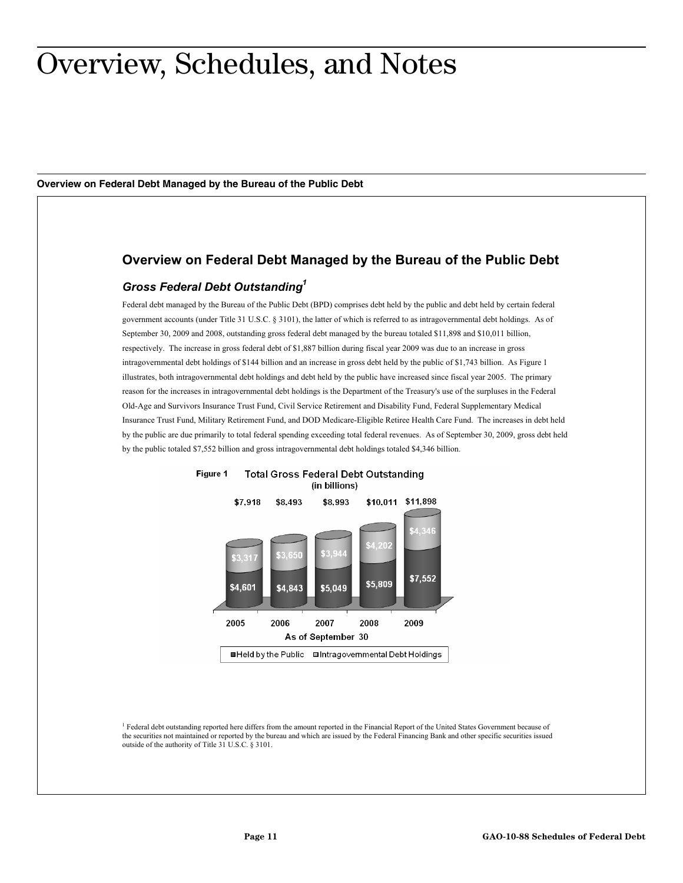# Overview, Schedules, and Notes

## Overview on Federal Debt Managed by the Bureau of the Public Debt

## Overview on Federal Debt Managed by the Bureau of the Public Debt

### *Gross Federal Debt Outstanding*[1]

Federal debt managed by the Bureau of the Public Debt (BPD) comprises debt held by the public and debt held by certain federal government accounts (under Title 31 U.S.C. § 3101), the latter of which is referred to as intragovernmental debt holdings. As of September 30, 2009 and 2008, outstanding gross federal debt managed by the bureau totaled $11,898 and $10,011 billion, respectively. The increase in gross federal debt of $1,887 billion during fiscal year 2009 was due to an increase in gross intragovernmental debt holdings of $144 billion and an increase in gross debt held by the public of $1,743 billion. As Figure 1 illustrates, both intragovernmental debt holdings and debt held by the public have increased since fiscal year 2005. The primary reason for the increases in intragovernmental debt holdings is the Department of the Treasury's use of the surpluses in the Federal Old-Age and Survivors Insurance Trust Fund, Civil Service Retirement and Disability Fund, Federal Supplementary Medical Insurance Trust Fund, Military Retirement Fund, and DOD Medicare-Eligible Retiree Health Care Fund. The increases in debt held by the public are due primarily to total federal spending exceeding total federal revenues. As of September 30, 2009, gross debt held by the public totaled $7,552 billion and gross intragovernmental debt holdings totaled $4,346 billion.

**Figure 1** Total Gross Federal Debt Outstanding (in billions)

| As of September 30 | 2005 | 2006 | 2007 | 2008 | 2009 |
|---|---|---|---|---|---|
| Held by the Public | $4,601 | $4,843 | $5,049 | $5,809 | $7,552 |
| Intragovernmental Debt Holdings | $3,317 | $3,650 | $3,944 | $4,202 | $4,346 |
| Total | $7,918 | $8,493 | $8,993 | $10,011 | $11,898 |

[1] Federal debt outstanding reported here differs from the amount reported in the Financial Report of the United States Government because of the securities not maintained or reported by the bureau and which are issued by the Federal Financing Bank and other specific securities issued outside of the authority of Title 31 U.S.C. § 3101.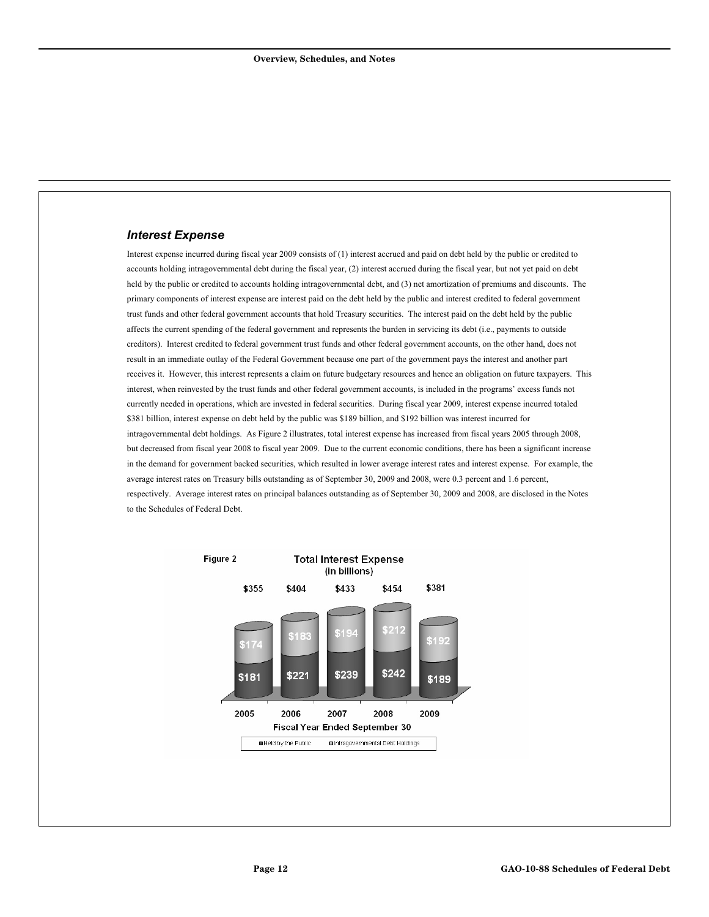### *Interest Expense*

Interest expense incurred during fiscal year 2009 consists of (1) interest accrued and paid on debt held by the public or credited to accounts holding intragovernmental debt during the fiscal year, (2) interest accrued during the fiscal year, but not yet paid on debt held by the public or credited to accounts holding intragovernmental debt, and (3) net amortization of premiums and discounts. The primary components of interest expense are interest paid on the debt held by the public and interest credited to federal government trust funds and other federal government accounts that hold Treasury securities. The interest paid on the debt held by the public affects the current spending of the federal government and represents the burden in servicing its debt (i.e., payments to outside creditors). Interest credited to federal government trust funds and other federal government accounts, on the other hand, does not result in an immediate outlay of the Federal Government because one part of the government pays the interest and another part receives it. However, this interest represents a claim on future budgetary resources and hence an obligation on future taxpayers. This interest, when reinvested by the trust funds and other federal government accounts, is included in the programs' excess funds not currently needed in operations, which are invested in federal securities. During fiscal year 2009, interest expense incurred totaled \$381 billion, interest expense on debt held by the public was \$189 billion, and \$192 billion was interest incurred for intragovernmental debt holdings. As Figure 2 illustrates, total interest expense has increased from fiscal years 2005 through 2008, but decreased from fiscal year 2008 to fiscal year 2009. Due to the current economic conditions, there has been a significant increase in the demand for government backed securities, which resulted in lower average interest rates and interest expense. For example, the average interest rates on Treasury bills outstanding as of September 30, 2009 and 2008, were 0.3 percent and 1.6 percent, respectively. Average interest rates on principal balances outstanding as of September 30, 2009 and 2008, are disclosed in the Notes to the Schedules of Federal Debt.

**Figure 2** — **Total Interest Expense** (in billions)

| Fiscal Year Ended September 30 | 2005 | 2006 | 2007 | 2008 | 2009 |
|---|---|---|---|---|---|
| Held by the Public | \$181 | \$221 | \$239 | \$242 | \$189 |
| Intragovernmental Debt Holdings | \$174 | \$183 | \$194 | \$212 | \$192 |
| Total | \$355 | \$404 | \$433 | \$454 | \$381 |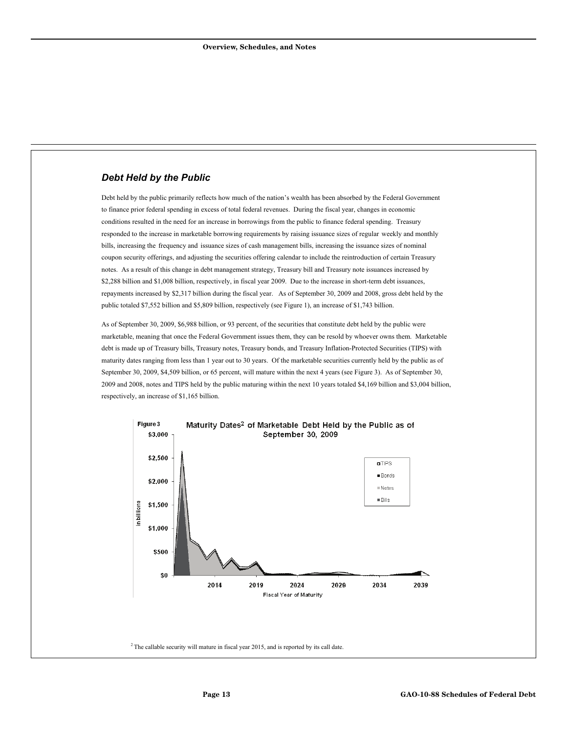## *Debt Held by the Public*

Debt held by the public primarily reflects how much of the nation's wealth has been absorbed by the Federal Government to finance prior federal spending in excess of total federal revenues. During the fiscal year, changes in economic conditions resulted in the need for an increase in borrowings from the public to finance federal spending. Treasury responded to the increase in marketable borrowing requirements by raising issuance sizes of regular weekly and monthly bills, increasing the frequency and issuance sizes of cash management bills, increasing the issuance sizes of nominal coupon security offerings, and adjusting the securities offering calendar to include the reintroduction of certain Treasury notes. As a result of this change in debt management strategy, Treasury bill and Treasury note issuances increased by $2,288 billion and $1,008 billion, respectively, in fiscal year 2009. Due to the increase in short-term debt issuances, repayments increased by $2,317 billion during the fiscal year. As of September 30, 2009 and 2008, gross debt held by the public totaled $7,552 billion and $5,809 billion, respectively (see Figure 1), an increase of $1,743 billion.

As of September 30, 2009, $6,988 billion, or 93 percent, of the securities that constitute debt held by the public were marketable, meaning that once the Federal Government issues them, they can be resold by whoever owns them. Marketable debt is made up of Treasury bills, Treasury notes, Treasury bonds, and Treasury Inflation-Protected Securities (TIPS) with maturity dates ranging from less than 1 year out to 30 years. Of the marketable securities currently held by the public as of September 30, 2009, $4,509 billion, or 65 percent, will mature within the next 4 years (see Figure 3). As of September 30, 2009 and 2008, notes and TIPS held by the public maturing within the next 10 years totaled $4,169 billion and $3,004 billion, respectively, an increase of $1,165 billion.

Figure 3 Maturity Dates[2] of Marketable Debt Held by the Public as of September 30, 2009

[2] The callable security will mature in fiscal year 2015, and is reported by its call date.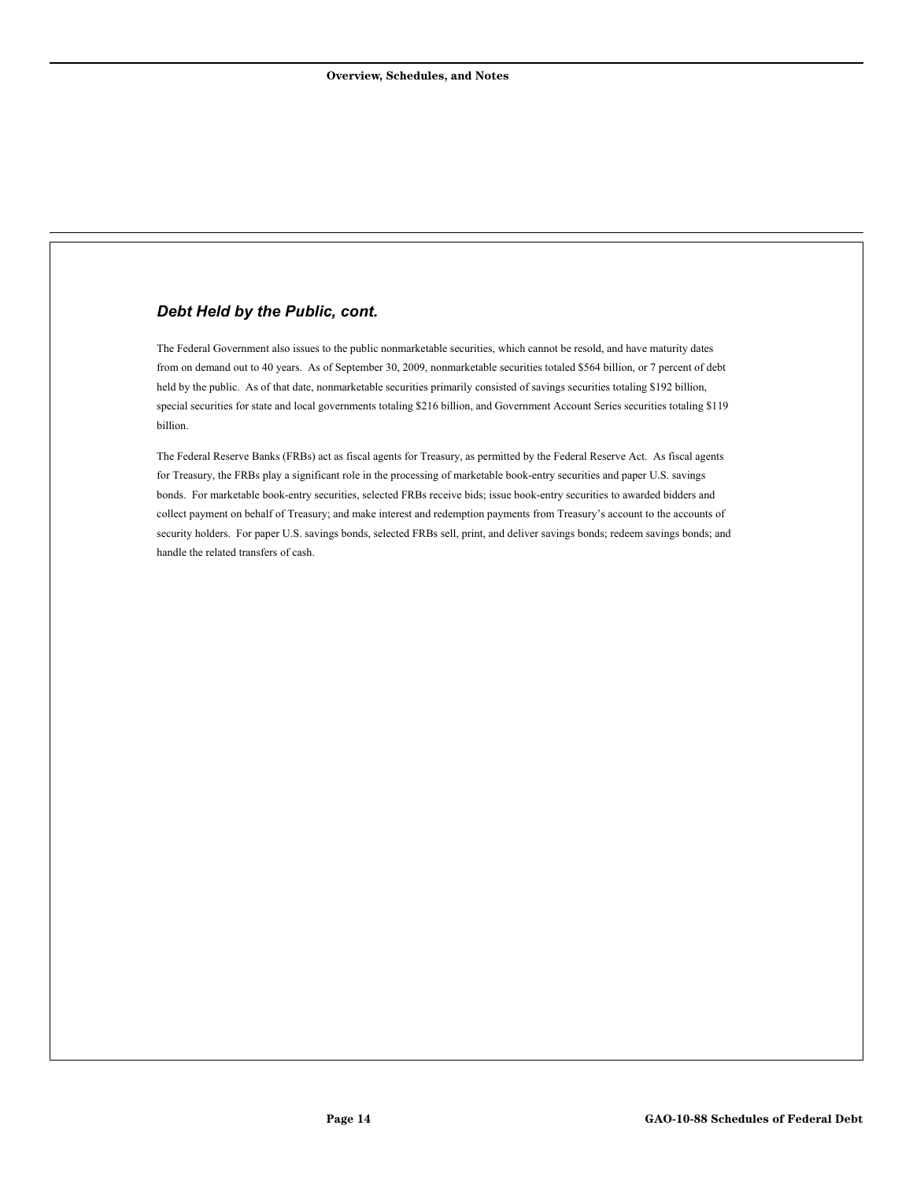### *Debt Held by the Public, cont.*

The Federal Government also issues to the public nonmarketable securities, which cannot be resold, and have maturity dates from on demand out to 40 years. As of September 30, 2009, nonmarketable securities totaled $564 billion, or 7 percent of debt held by the public. As of that date, nonmarketable securities primarily consisted of savings securities totaling $192 billion, special securities for state and local governments totaling $216 billion, and Government Account Series securities totaling $119 billion.

The Federal Reserve Banks (FRBs) act as fiscal agents for Treasury, as permitted by the Federal Reserve Act. As fiscal agents for Treasury, the FRBs play a significant role in the processing of marketable book-entry securities and paper U.S. savings bonds. For marketable book-entry securities, selected FRBs receive bids; issue book-entry securities to awarded bidders and collect payment on behalf of Treasury; and make interest and redemption payments from Treasury's account to the accounts of security holders. For paper U.S. savings bonds, selected FRBs sell, print, and deliver savings bonds; redeem savings bonds; and handle the related transfers of cash.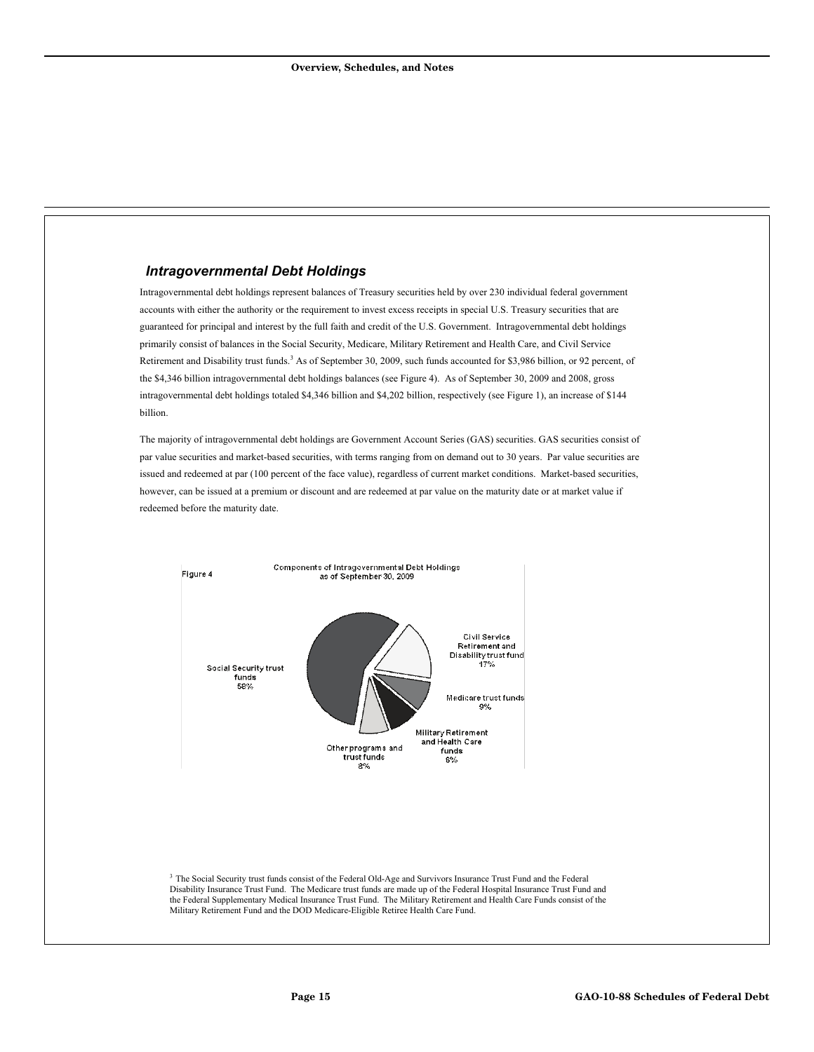### *Intragovernmental Debt Holdings*

Intragovernmental debt holdings represent balances of Treasury securities held by over 230 individual federal government accounts with either the authority or the requirement to invest excess receipts in special U.S. Treasury securities that are guaranteed for principal and interest by the full faith and credit of the U.S. Government. Intragovernmental debt holdings primarily consist of balances in the Social Security, Medicare, Military Retirement and Health Care, and Civil Service Retirement and Disability trust funds.[3] As of September 30, 2009, such funds accounted for $3,986 billion, or 92 percent, of the $4,346 billion intragovernmental debt holdings balances (see Figure 4). As of September 30, 2009 and 2008, gross intragovernmental debt holdings totaled $4,346 billion and $4,202 billion, respectively (see Figure 1), an increase of $144 billion.

The majority of intragovernmental debt holdings are Government Account Series (GAS) securities. GAS securities consist of par value securities and market-based securities, with terms ranging from on demand out to 30 years. Par value securities are issued and redeemed at par (100 percent of the face value), regardless of current market conditions. Market-based securities, however, can be issued at a premium or discount and are redeemed at par value on the maturity date or at market value if redeemed before the maturity date.

Figure 4

Components of Intragovernmental Debt Holdings as of September 30, 2009

- Social Security trust funds 58%
- Civil Service Retirement and Disability trust fund 17%
- Medicare trust funds 9%
- Military Retirement and Health Care funds 8%
- Other programs and trust funds 8%

[3] The Social Security trust funds consist of the Federal Old-Age and Survivors Insurance Trust Fund and the Federal Disability Insurance Trust Fund. The Medicare trust funds are made up of the Federal Hospital Insurance Trust Fund and the Federal Supplementary Medical Insurance Trust Fund. The Military Retirement and Health Care Funds consist of the Military Retirement Fund and the DOD Medicare-Eligible Retiree Health Care Fund.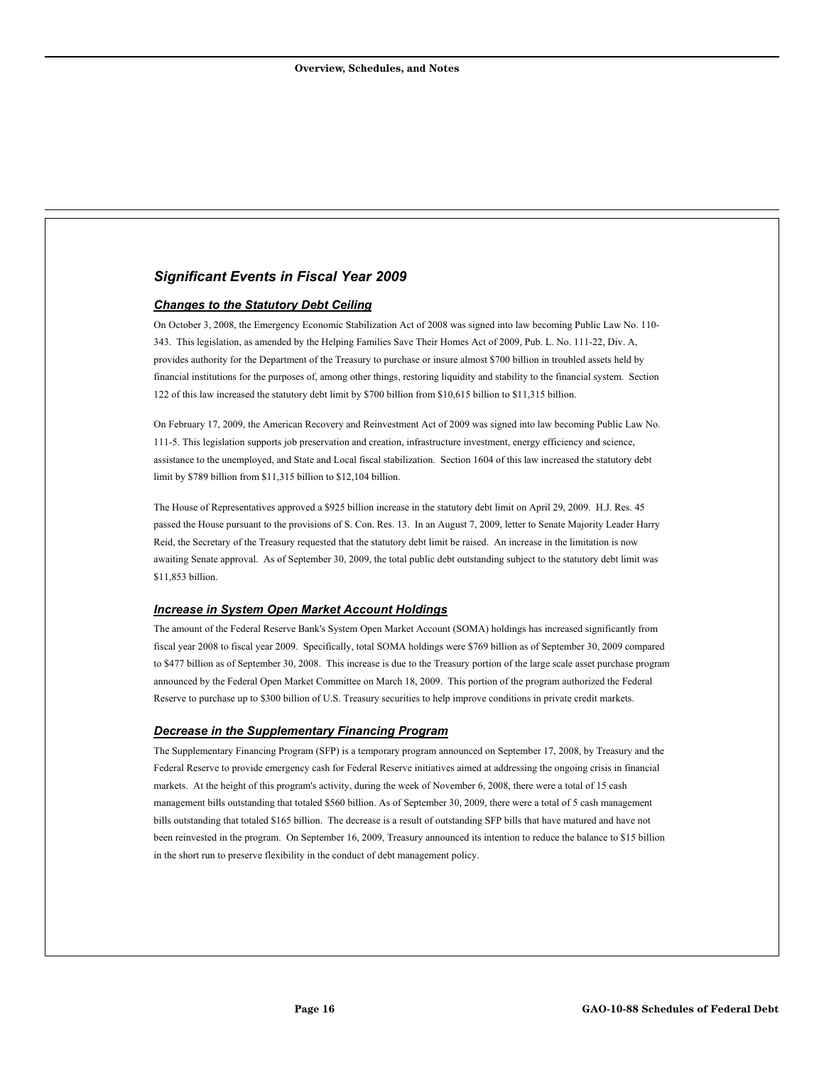## *Significant Events in Fiscal Year 2009*

### ***Changes to the Statutory Debt Ceiling***

On October 3, 2008, the Emergency Economic Stabilization Act of 2008 was signed into law becoming Public Law No. 110-343. This legislation, as amended by the Helping Families Save Their Homes Act of 2009, Pub. L. No. 111-22, Div. A, provides authority for the Department of the Treasury to purchase or insure almost $700 billion in troubled assets held by financial institutions for the purposes of, among other things, restoring liquidity and stability to the financial system. Section 122 of this law increased the statutory debt limit by $700 billion from $10,615 billion to $11,315 billion.

On February 17, 2009, the American Recovery and Reinvestment Act of 2009 was signed into law becoming Public Law No. 111-5. This legislation supports job preservation and creation, infrastructure investment, energy efficiency and science, assistance to the unemployed, and State and Local fiscal stabilization. Section 1604 of this law increased the statutory debt limit by $789 billion from $11,315 billion to $12,104 billion.

The House of Representatives approved a $925 billion increase in the statutory debt limit on April 29, 2009. H.J. Res. 45 passed the House pursuant to the provisions of S. Con. Res. 13. In an August 7, 2009, letter to Senate Majority Leader Harry Reid, the Secretary of the Treasury requested that the statutory debt limit be raised. An increase in the limitation is now awaiting Senate approval. As of September 30, 2009, the total public debt outstanding subject to the statutory debt limit was $11,853 billion.

### ***Increase in System Open Market Account Holdings***

The amount of the Federal Reserve Bank's System Open Market Account (SOMA) holdings has increased significantly from fiscal year 2008 to fiscal year 2009. Specifically, total SOMA holdings were $769 billion as of September 30, 2009 compared to $477 billion as of September 30, 2008. This increase is due to the Treasury portion of the large scale asset purchase program announced by the Federal Open Market Committee on March 18, 2009. This portion of the program authorized the Federal Reserve to purchase up to $300 billion of U.S. Treasury securities to help improve conditions in private credit markets.

### ***Decrease in the Supplementary Financing Program***

The Supplementary Financing Program (SFP) is a temporary program announced on September 17, 2008, by Treasury and the Federal Reserve to provide emergency cash for Federal Reserve initiatives aimed at addressing the ongoing crisis in financial markets. At the height of this program's activity, during the week of November 6, 2008, there were a total of 15 cash management bills outstanding that totaled $560 billion. As of September 30, 2009, there were a total of 5 cash management bills outstanding that totaled $165 billion. The decrease is a result of outstanding SFP bills that have matured and have not been reinvested in the program. On September 16, 2009, Treasury announced its intention to reduce the balance to $15 billion in the short run to preserve flexibility in the conduct of debt management policy.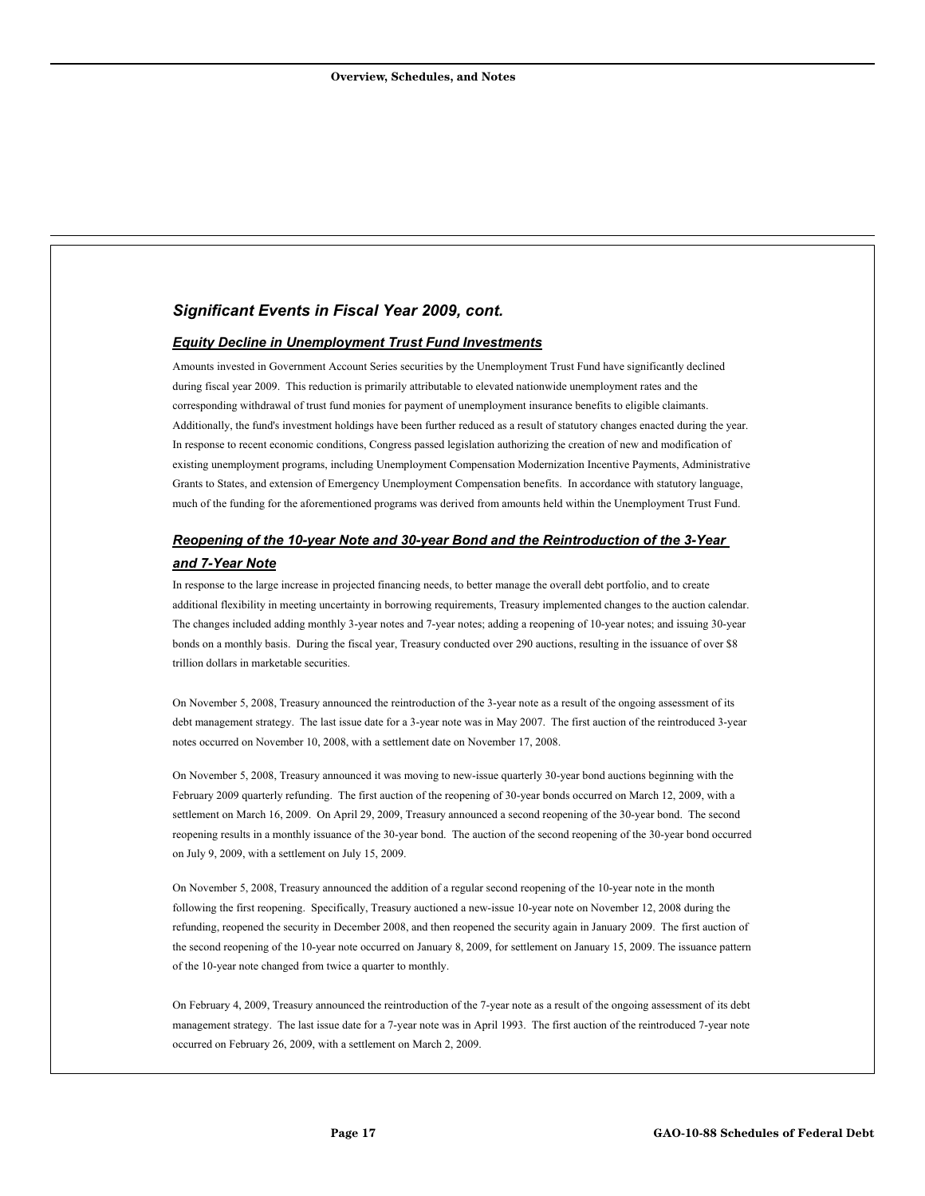## *Significant Events in Fiscal Year 2009, cont.*

### ***Equity Decline in Unemployment Trust Fund Investments***

Amounts invested in Government Account Series securities by the Unemployment Trust Fund have significantly declined during fiscal year 2009. This reduction is primarily attributable to elevated nationwide unemployment rates and the corresponding withdrawal of trust fund monies for payment of unemployment insurance benefits to eligible claimants. Additionally, the fund's investment holdings have been further reduced as a result of statutory changes enacted during the year. In response to recent economic conditions, Congress passed legislation authorizing the creation of new and modification of existing unemployment programs, including Unemployment Compensation Modernization Incentive Payments, Administrative Grants to States, and extension of Emergency Unemployment Compensation benefits. In accordance with statutory language, much of the funding for the aforementioned programs was derived from amounts held within the Unemployment Trust Fund.

### ***Reopening of the 10-year Note and 30-year Bond and the Reintroduction of the 3-Year and 7-Year Note***

In response to the large increase in projected financing needs, to better manage the overall debt portfolio, and to create additional flexibility in meeting uncertainty in borrowing requirements, Treasury implemented changes to the auction calendar. The changes included adding monthly 3-year notes and 7-year notes; adding a reopening of 10-year notes; and issuing 30-year bonds on a monthly basis. During the fiscal year, Treasury conducted over 290 auctions, resulting in the issuance of over $8 trillion dollars in marketable securities.

On November 5, 2008, Treasury announced the reintroduction of the 3-year note as a result of the ongoing assessment of its debt management strategy. The last issue date for a 3-year note was in May 2007. The first auction of the reintroduced 3-year notes occurred on November 10, 2008, with a settlement date on November 17, 2008.

On November 5, 2008, Treasury announced it was moving to new-issue quarterly 30-year bond auctions beginning with the February 2009 quarterly refunding. The first auction of the reopening of 30-year bonds occurred on March 12, 2009, with a settlement on March 16, 2009. On April 29, 2009, Treasury announced a second reopening of the 30-year bond. The second reopening results in a monthly issuance of the 30-year bond. The auction of the second reopening of the 30-year bond occurred on July 9, 2009, with a settlement on July 15, 2009.

On November 5, 2008, Treasury announced the addition of a regular second reopening of the 10-year note in the month following the first reopening. Specifically, Treasury auctioned a new-issue 10-year note on November 12, 2008 during the refunding, reopened the security in December 2008, and then reopened the security again in January 2009. The first auction of the second reopening of the 10-year note occurred on January 8, 2009, for settlement on January 15, 2009. The issuance pattern of the 10-year note changed from twice a quarter to monthly.

On February 4, 2009, Treasury announced the reintroduction of the 7-year note as a result of the ongoing assessment of its debt management strategy. The last issue date for a 7-year note was in April 1993. The first auction of the reintroduced 7-year note occurred on February 26, 2009, with a settlement on March 2, 2009.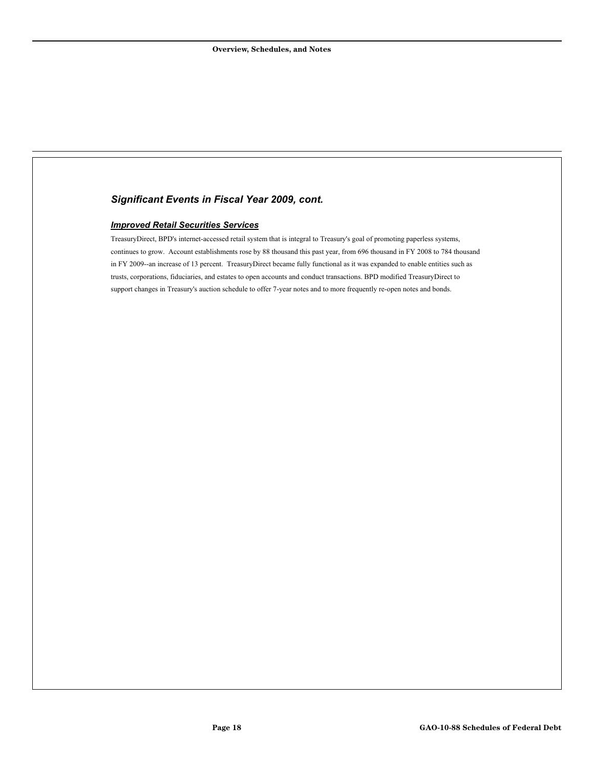## *Significant Events in Fiscal Year 2009, cont.*

### ***Improved Retail Securities Services***

TreasuryDirect, BPD's internet-accessed retail system that is integral to Treasury's goal of promoting paperless systems, continues to grow. Account establishments rose by 88 thousand this past year, from 696 thousand in FY 2008 to 784 thousand in FY 2009--an increase of 13 percent. TreasuryDirect became fully functional as it was expanded to enable entities such as trusts, corporations, fiduciaries, and estates to open accounts and conduct transactions. BPD modified TreasuryDirect to support changes in Treasury's auction schedule to offer 7-year notes and to more frequently re-open notes and bonds.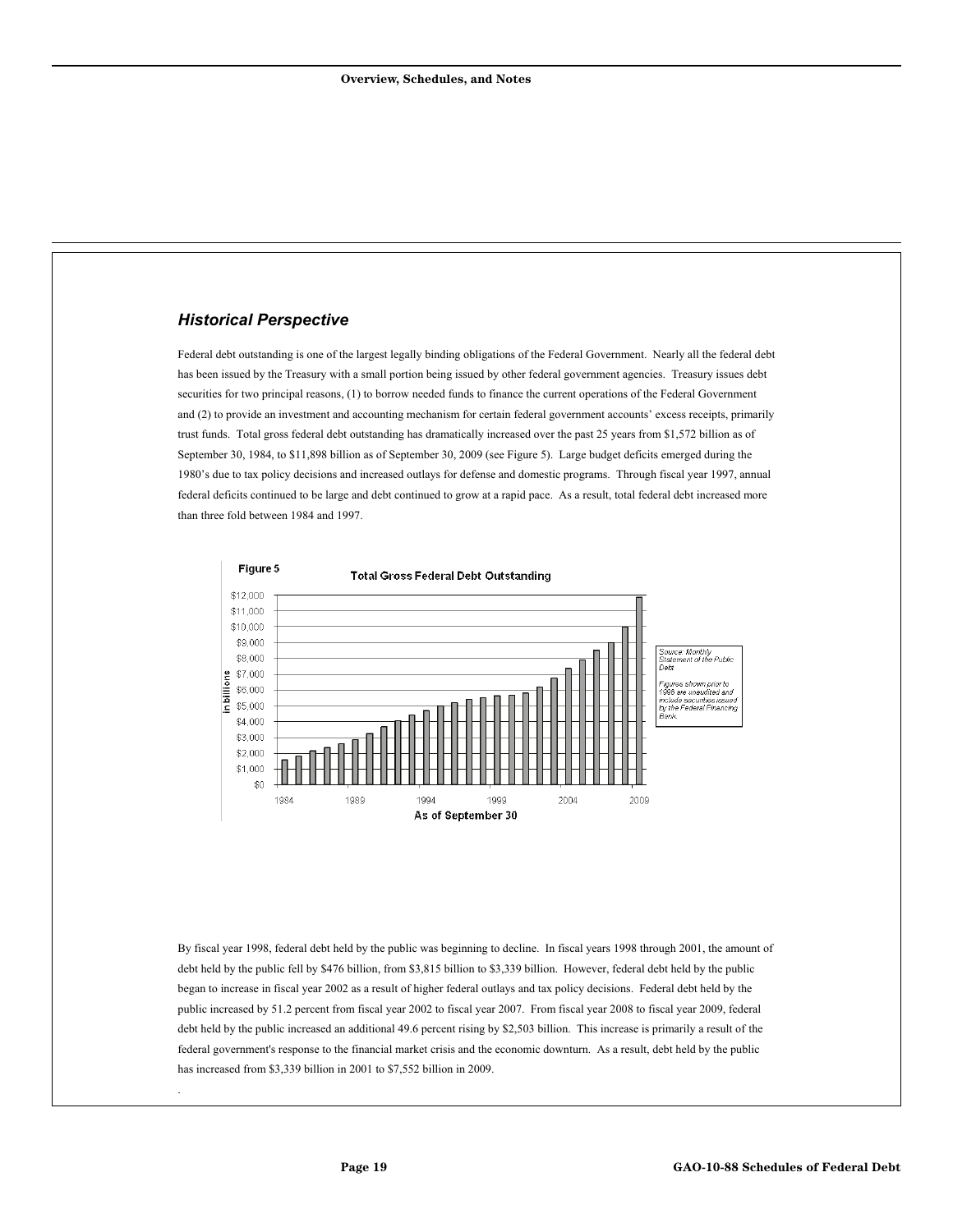## *Historical Perspective*

Federal debt outstanding is one of the largest legally binding obligations of the Federal Government. Nearly all the federal debt has been issued by the Treasury with a small portion being issued by other federal government agencies. Treasury issues debt securities for two principal reasons, (1) to borrow needed funds to finance the current operations of the Federal Government and (2) to provide an investment and accounting mechanism for certain federal government accounts' excess receipts, primarily trust funds. Total gross federal debt outstanding has dramatically increased over the past 25 years from $1,572 billion as of September 30, 1984, to $11,898 billion as of September 30, 2009 (see Figure 5). Large budget deficits emerged during the 1980's due to tax policy decisions and increased outlays for defense and domestic programs. Through fiscal year 1997, annual federal deficits continued to be large and debt continued to grow at a rapid pace. As a result, total federal debt increased more than three fold between 1984 and 1997.

**Figure 5**

**Total Gross Federal Debt Outstanding**

*Source: Monthly Statement of the Public Debt*

*Figures shown prior to 1996 are unaudited and include securities issued by the Federal Financing Bank.*

By fiscal year 1998, federal debt held by the public was beginning to decline. In fiscal years 1998 through 2001, the amount of debt held by the public fell by $476 billion, from $3,815 billion to $3,339 billion. However, federal debt held by the public began to increase in fiscal year 2002 as a result of higher federal outlays and tax policy decisions. Federal debt held by the public increased by 51.2 percent from fiscal year 2002 to fiscal year 2007. From fiscal year 2008 to fiscal year 2009, federal debt held by the public increased an additional 49.6 percent rising by $2,503 billion. This increase is primarily a result of the federal government's response to the financial market crisis and the economic downturn. As a result, debt held by the public has increased from $3,339 billion in 2001 to $7,552 billion in 2009.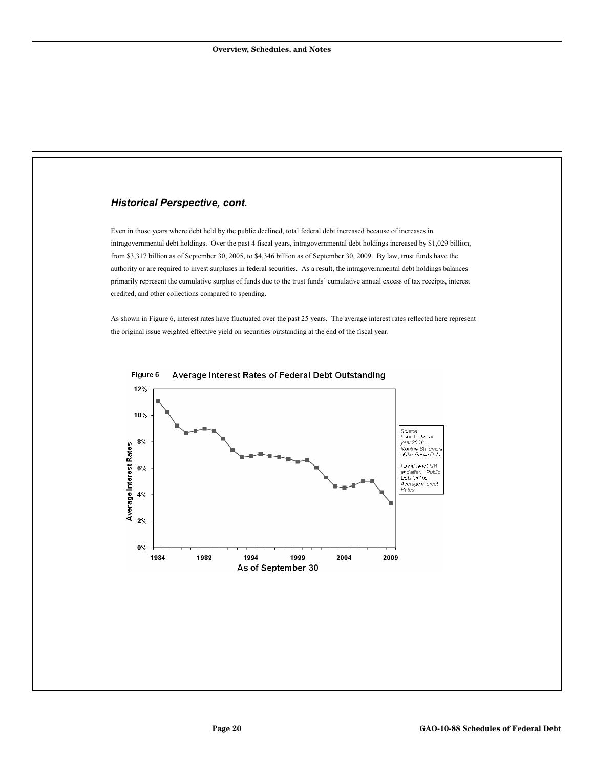### *Historical Perspective, cont.*

Even in those years where debt held by the public declined, total federal debt increased because of increases in intragovernmental debt holdings. Over the past 4 fiscal years, intragovernmental debt holdings increased by $1,029 billion, from $3,317 billion as of September 30, 2005, to $4,346 billion as of September 30, 2009. By law, trust funds have the authority or are required to invest surpluses in federal securities. As a result, the intragovernmental debt holdings balances primarily represent the cumulative surplus of funds due to the trust funds' cumulative annual excess of tax receipts, interest credited, and other collections compared to spending.

As shown in Figure 6, interest rates have fluctuated over the past 25 years. The average interest rates reflected here represent the original issue weighted effective yield on securities outstanding at the end of the fiscal year.

Figure 6 Average Interest Rates of Federal Debt Outstanding

Source: Prior to fiscal year 2001: Monthly Statement of the Public Debt

Fiscal year 2001 and after: Public Debt Online Average Interest Rates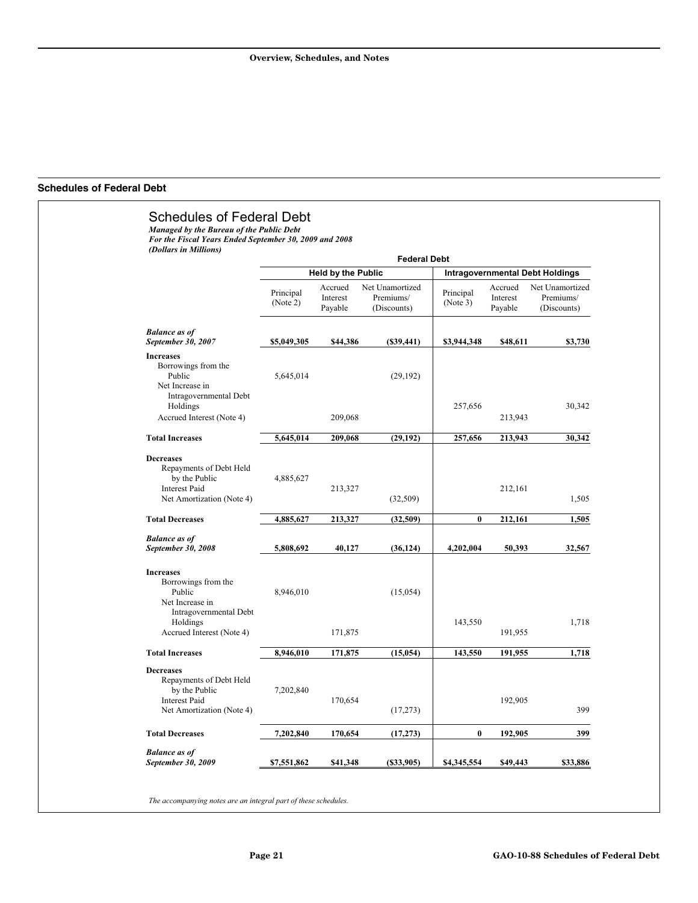## Schedules of Federal Debt

# Schedules of Federal Debt

***Managed by the Bureau of the Public Debt***
***For the Fiscal Years Ended September 30, 2009 and 2008***
***(Dollars in Millions)***

| | Federal Debt | | | | | |
|---|---|---|---|---|---|---|
| | Held by the Public | | | Intragovernmental Debt Holdings | | |
| | Principal (Note 2) | Accrued Interest Payable | Net Unamortized Premiums/ (Discounts) | Principal (Note 3) | Accrued Interest Payable | Net Unamortized Premiums/ (Discounts) |
| ***Balance as of September 30, 2007*** | **$5,049,305** | **$44,386** | **($39,441)** | **$3,944,348** | **$48,611** | **$3,730** |
| **Increases** | | | | | | |
| Borrowings from the Public | 5,645,014 | | (29,192) | | | |
| Net Increase in Intragovernmental Debt Holdings | | | | 257,656 | | 30,342 |
| Accrued Interest (Note 4) | | 209,068 | | | 213,943 | |
| **Total Increases** | **5,645,014** | **209,068** | **(29,192)** | **257,656** | **213,943** | **30,342** |
| **Decreases** | | | | | | |
| Repayments of Debt Held by the Public | 4,885,627 | | | | | |
| Interest Paid | | 213,327 | | | 212,161 | |
| Net Amortization (Note 4) | | | (32,509) | | | 1,505 |
| **Total Decreases** | **4,885,627** | **213,327** | **(32,509)** | **0** | **212,161** | **1,505** |
| ***Balance as of September 30, 2008*** | **5,808,692** | **40,127** | **(36,124)** | **4,202,004** | **50,393** | **32,567** |
| **Increases** | | | | | | |
| Borrowings from the Public | 8,946,010 | | (15,054) | | | |
| Net Increase in Intragovernmental Debt Holdings | | | | 143,550 | | 1,718 |
| Accrued Interest (Note 4) | | 171,875 | | | 191,955 | |
| **Total Increases** | **8,946,010** | **171,875** | **(15,054)** | **143,550** | **191,955** | **1,718** |
| **Decreases** | | | | | | |
| Repayments of Debt Held by the Public | 7,202,840 | | | | | |
| Interest Paid | | 170,654 | | | 192,905 | |
| Net Amortization (Note 4) | | | (17,273) | | | 399 |
| **Total Decreases** | **7,202,840** | **170,654** | **(17,273)** | **0** | **192,905** | **399** |
| ***Balance as of September 30, 2009*** | **$7,551,862** | **$41,348** | **($33,905)** | **$4,345,554** | **$49,443** | **$33,886** |

*The accompanying notes are an integral part of these schedules.*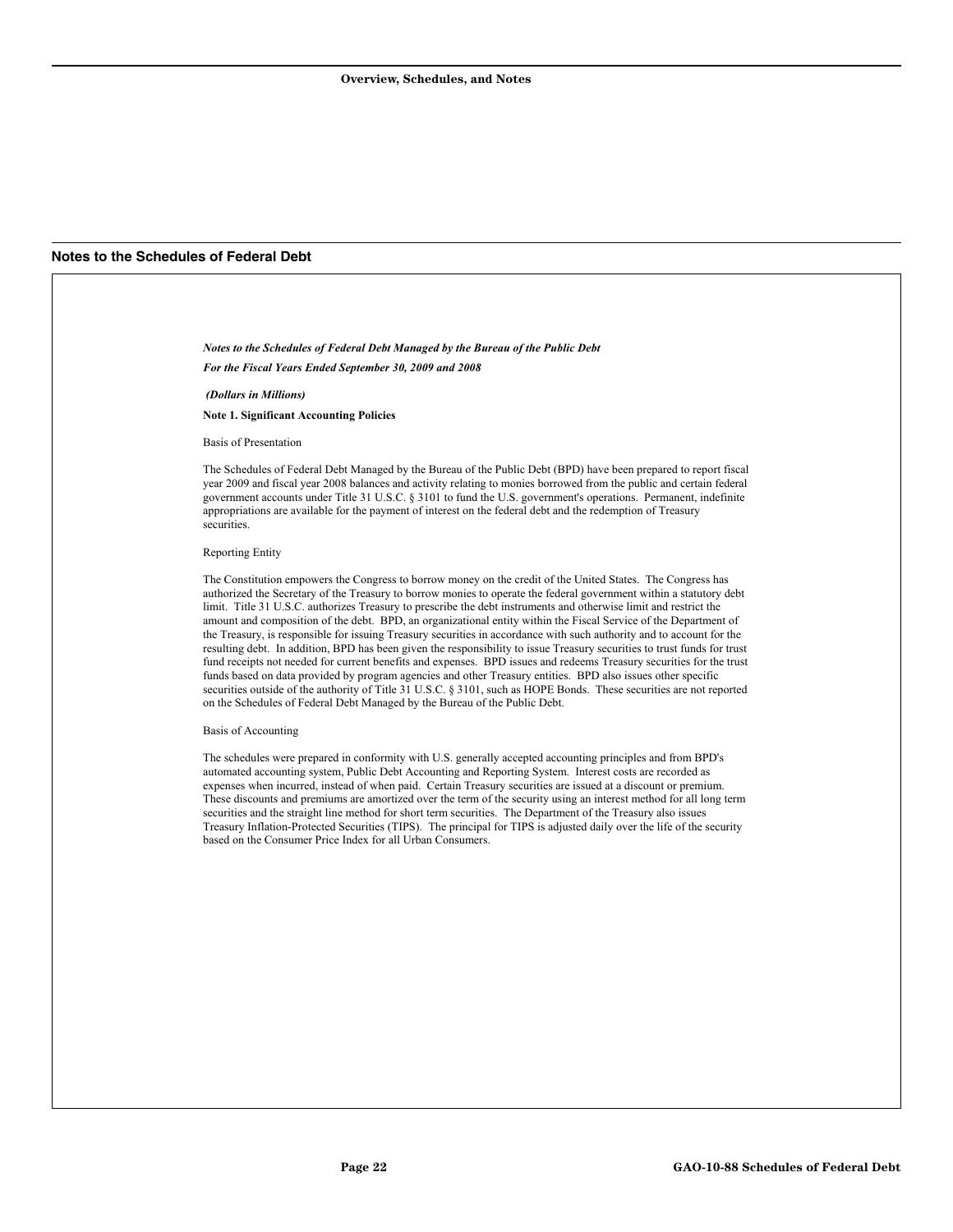## Notes to the Schedules of Federal Debt

*Notes to the Schedules of Federal Debt Managed by the Bureau of the Public Debt*

*For the Fiscal Years Ended September 30, 2009 and 2008*

*(Dollars in Millions)*

**Note 1. Significant Accounting Policies**

Basis of Presentation

The Schedules of Federal Debt Managed by the Bureau of the Public Debt (BPD) have been prepared to report fiscal year 2009 and fiscal year 2008 balances and activity relating to monies borrowed from the public and certain federal government accounts under Title 31 U.S.C. § 3101 to fund the U.S. government's operations. Permanent, indefinite appropriations are available for the payment of interest on the federal debt and the redemption of Treasury securities.

Reporting Entity

The Constitution empowers the Congress to borrow money on the credit of the United States. The Congress has authorized the Secretary of the Treasury to borrow monies to operate the federal government within a statutory debt limit. Title 31 U.S.C. authorizes Treasury to prescribe the debt instruments and otherwise limit and restrict the amount and composition of the debt. BPD, an organizational entity within the Fiscal Service of the Department of the Treasury, is responsible for issuing Treasury securities in accordance with such authority and to account for the resulting debt. In addition, BPD has been given the responsibility to issue Treasury securities to trust funds for trust fund receipts not needed for current benefits and expenses. BPD issues and redeems Treasury securities for the trust funds based on data provided by program agencies and other Treasury entities. BPD also issues other specific securities outside of the authority of Title 31 U.S.C. § 3101, such as HOPE Bonds. These securities are not reported on the Schedules of Federal Debt Managed by the Bureau of the Public Debt.

Basis of Accounting

The schedules were prepared in conformity with U.S. generally accepted accounting principles and from BPD's automated accounting system, Public Debt Accounting and Reporting System. Interest costs are recorded as expenses when incurred, instead of when paid. Certain Treasury securities are issued at a discount or premium. These discounts and premiums are amortized over the term of the security using an interest method for all long term securities and the straight line method for short term securities. The Department of the Treasury also issues Treasury Inflation-Protected Securities (TIPS). The principal for TIPS is adjusted daily over the life of the security based on the Consumer Price Index for all Urban Consumers.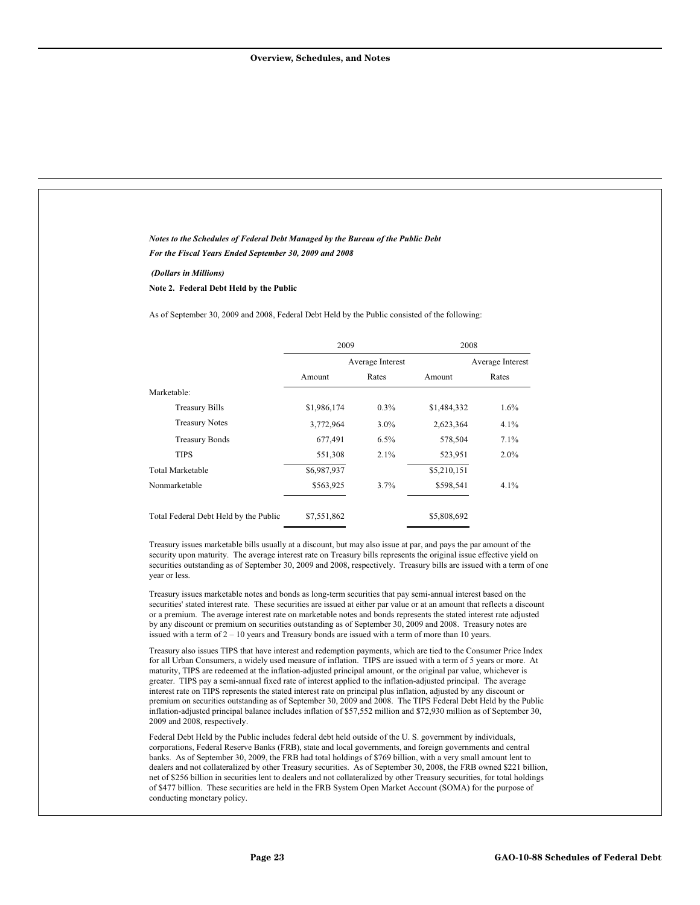*Notes to the Schedules of Federal Debt Managed by the Bureau of the Public Debt*

*For the Fiscal Years Ended September 30, 2009 and 2008*

*(Dollars in Millions)*

**Note 2. Federal Debt Held by the Public**

As of September 30, 2009 and 2008, Federal Debt Held by the Public consisted of the following:

| | 2009 | | 2008 | |
|---|---|---|---|---|
| | Amount | Average Interest Rates | Amount | Average Interest Rates |
| Marketable: | | | | |
| Treasury Bills | $1,986,174 | 0.3% | $1,484,332 | 1.6% |
| Treasury Notes | 3,772,964 | 3.0% | 2,623,364 | 4.1% |
| Treasury Bonds | 677,491 | 6.5% | 578,504 | 7.1% |
| TIPS | 551,308 | 2.1% | 523,951 | 2.0% |
| Total Marketable | $6,987,937 | | $5,210,151 | |
| Nonmarketable | $563,925 | 3.7% | $598,541 | 4.1% |
| Total Federal Debt Held by the Public | $7,551,862 | | $5,808,692 | |

Treasury issues marketable bills usually at a discount, but may also issue at par, and pays the par amount of the security upon maturity. The average interest rate on Treasury bills represents the original issue effective yield on securities outstanding as of September 30, 2009 and 2008, respectively. Treasury bills are issued with a term of one year or less.

Treasury issues marketable notes and bonds as long-term securities that pay semi-annual interest based on the securities' stated interest rate. These securities are issued at either par value or at an amount that reflects a discount or a premium. The average interest rate on marketable notes and bonds represents the stated interest rate adjusted by any discount or premium on securities outstanding as of September 30, 2009 and 2008. Treasury notes are issued with a term of 2 – 10 years and Treasury bonds are issued with a term of more than 10 years.

Treasury also issues TIPS that have interest and redemption payments, which are tied to the Consumer Price Index for all Urban Consumers, a widely used measure of inflation. TIPS are issued with a term of 5 years or more. At maturity, TIPS are redeemed at the inflation-adjusted principal amount, or the original par value, whichever is greater. TIPS pay a semi-annual fixed rate of interest applied to the inflation-adjusted principal. The average interest rate on TIPS represents the stated interest rate on principal plus inflation, adjusted by any discount or premium on securities outstanding as of September 30, 2009 and 2008. The TIPS Federal Debt Held by the Public inflation-adjusted principal balance includes inflation of $57,552 million and $72,930 million as of September 30, 2009 and 2008, respectively.

Federal Debt Held by the Public includes federal debt held outside of the U. S. government by individuals, corporations, Federal Reserve Banks (FRB), state and local governments, and foreign governments and central banks. As of September 30, 2009, the FRB had total holdings of $769 billion, with a very small amount lent to dealers and not collateralized by other Treasury securities. As of September 30, 2008, the FRB owned $221 billion, net of $256 billion in securities lent to dealers and not collateralized by other Treasury securities, for total holdings of $477 billion. These securities are held in the FRB System Open Market Account (SOMA) for the purpose of conducting monetary policy.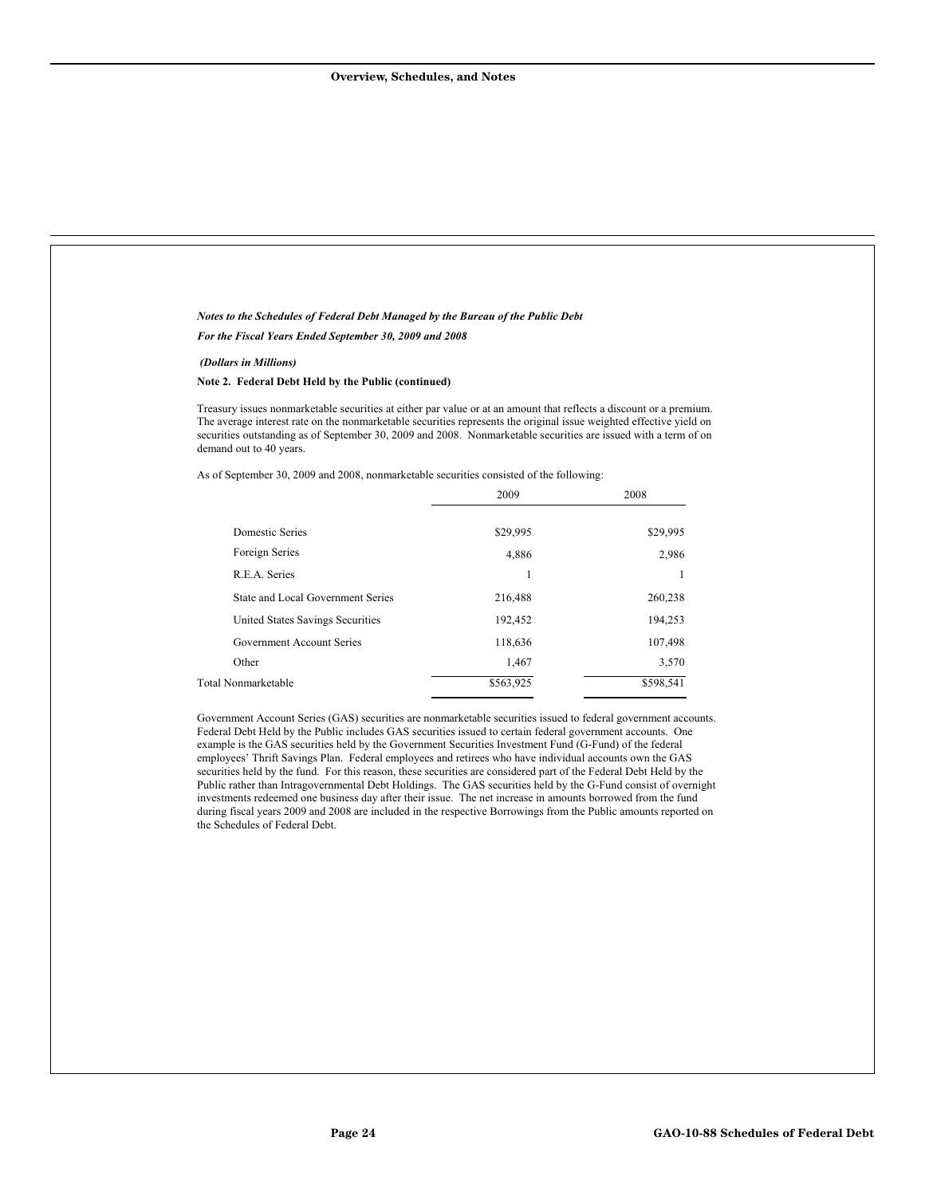*Notes to the Schedules of Federal Debt Managed by the Bureau of the Public Debt*

*For the Fiscal Years Ended September 30, 2009 and 2008*

*(Dollars in Millions)*

**Note 2. Federal Debt Held by the Public (continued)**

Treasury issues nonmarketable securities at either par value or at an amount that reflects a discount or a premium. The average interest rate on the nonmarketable securities represents the original issue weighted effective yield on securities outstanding as of September 30, 2009 and 2008. Nonmarketable securities are issued with a term of on demand out to 40 years.

As of September 30, 2009 and 2008, nonmarketable securities consisted of the following:

| | 2009 | 2008 |
|---|---|---|
| Domestic Series | $29,995 | $29,995 |
| Foreign Series | 4,886 | 2,986 |
| R.E.A. Series | 1 | 1 |
| State and Local Government Series | 216,488 | 260,238 |
| United States Savings Securities | 192,452 | 194,253 |
| Government Account Series | 118,636 | 107,498 |
| Other | 1,467 | 3,570 |
| Total Nonmarketable | $563,925 | $598,541 |

Government Account Series (GAS) securities are nonmarketable securities issued to federal government accounts. Federal Debt Held by the Public includes GAS securities issued to certain federal government accounts. One example is the GAS securities held by the Government Securities Investment Fund (G-Fund) of the federal employees' Thrift Savings Plan. Federal employees and retirees who have individual accounts own the GAS securities held by the fund. For this reason, these securities are considered part of the Federal Debt Held by the Public rather than Intragovernmental Debt Holdings. The GAS securities held by the G-Fund consist of overnight investments redeemed one business day after their issue. The net increase in amounts borrowed from the fund during fiscal years 2009 and 2008 are included in the respective Borrowings from the Public amounts reported on the Schedules of Federal Debt.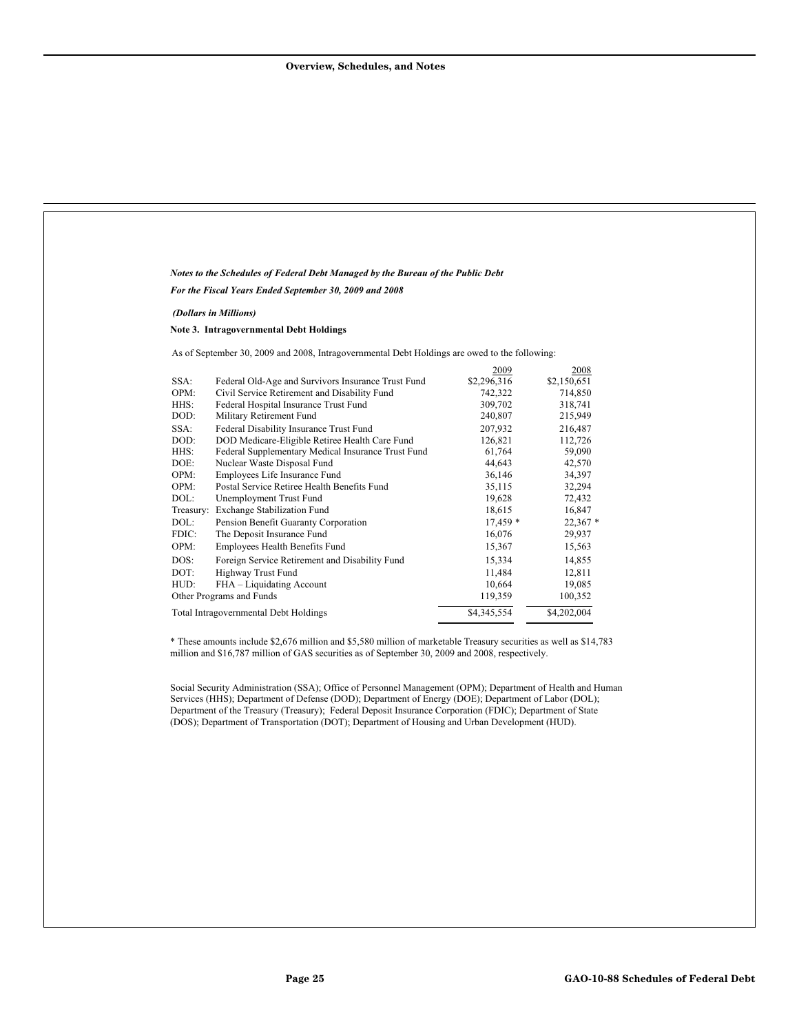*Notes to the Schedules of Federal Debt Managed by the Bureau of the Public Debt*

*For the Fiscal Years Ended September 30, 2009 and 2008*

***(Dollars in Millions)***

**Note 3. Intragovernmental Debt Holdings**

As of September 30, 2009 and 2008, Intragovernmental Debt Holdings are owed to the following:

| | | 2009 | 2008 |
|---|---|---|---|
| SSA: | Federal Old-Age and Survivors Insurance Trust Fund | $2,296,316 | $2,150,651 |
| OPM: | Civil Service Retirement and Disability Fund | 742,322 | 714,850 |
| HHS: | Federal Hospital Insurance Trust Fund | 309,702 | 318,741 |
| DOD: | Military Retirement Fund | 240,807 | 215,949 |
| SSA: | Federal Disability Insurance Trust Fund | 207,932 | 216,487 |
| DOD: | DOD Medicare-Eligible Retiree Health Care Fund | 126,821 | 112,726 |
| HHS: | Federal Supplementary Medical Insurance Trust Fund | 61,764 | 59,090 |
| DOE: | Nuclear Waste Disposal Fund | 44,643 | 42,570 |
| OPM: | Employees Life Insurance Fund | 36,146 | 34,397 |
| OPM: | Postal Service Retiree Health Benefits Fund | 35,115 | 32,294 |
| DOL: | Unemployment Trust Fund | 19,628 | 72,432 |
| Treasury: | Exchange Stabilization Fund | 18,615 | 16,847 |
| DOL: | Pension Benefit Guaranty Corporation | 17,459 * | 22,367 * |
| FDIC: | The Deposit Insurance Fund | 16,076 | 29,937 |
| OPM: | Employees Health Benefits Fund | 15,367 | 15,563 |
| DOS: | Foreign Service Retirement and Disability Fund | 15,334 | 14,855 |
| DOT: | Highway Trust Fund | 11,484 | 12,811 |
| HUD: | FHA – Liquidating Account | 10,664 | 19,085 |
| Other Programs and Funds | | 119,359 | 100,352 |
| Total Intragovernmental Debt Holdings | | $4,345,554 | $4,202,004 |

* These amounts include $2,676 million and $5,580 million of marketable Treasury securities as well as $14,783 million and $16,787 million of GAS securities as of September 30, 2009 and 2008, respectively.

Social Security Administration (SSA); Office of Personnel Management (OPM); Department of Health and Human Services (HHS); Department of Defense (DOD); Department of Energy (DOE); Department of Labor (DOL); Department of the Treasury (Treasury); Federal Deposit Insurance Corporation (FDIC); Department of State (DOS); Department of Transportation (DOT); Department of Housing and Urban Development (HUD).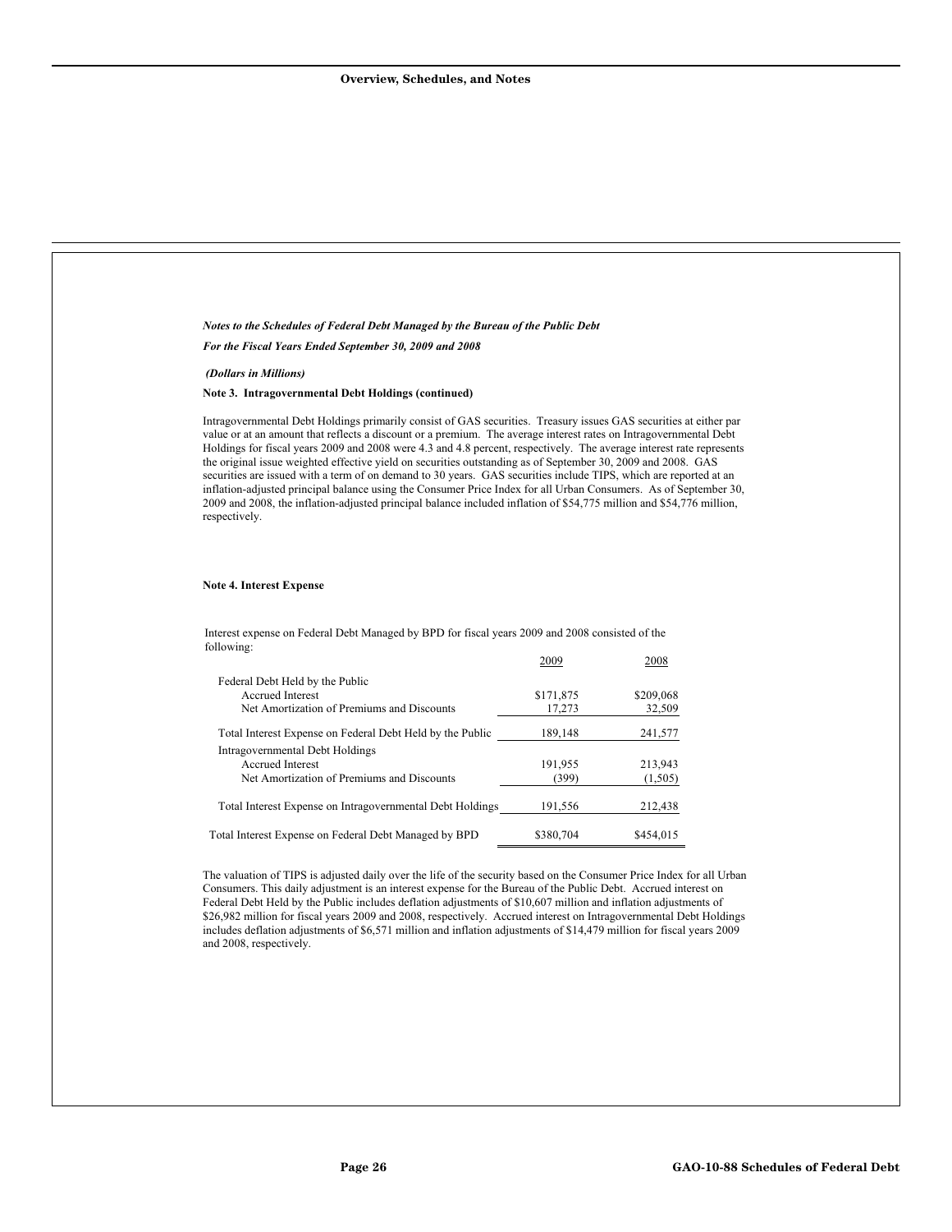*Notes to the Schedules of Federal Debt Managed by the Bureau of the Public Debt*

*For the Fiscal Years Ended September 30, 2009 and 2008*

***(Dollars in Millions)***

**Note 3. Intragovernmental Debt Holdings (continued)**

Intragovernmental Debt Holdings primarily consist of GAS securities. Treasury issues GAS securities at either par value or at an amount that reflects a discount or a premium. The average interest rates on Intragovernmental Debt Holdings for fiscal years 2009 and 2008 were 4.3 and 4.8 percent, respectively. The average interest rate represents the original issue weighted effective yield on securities outstanding as of September 30, 2009 and 2008. GAS securities are issued with a term of on demand to 30 years. GAS securities include TIPS, which are reported at an inflation-adjusted principal balance using the Consumer Price Index for all Urban Consumers. As of September 30, 2009 and 2008, the inflation-adjusted principal balance included inflation of $54,775 million and $54,776 million, respectively.

**Note 4. Interest Expense**

Interest expense on Federal Debt Managed by BPD for fiscal years 2009 and 2008 consisted of the following:

| | 2009 | 2008 |
|---|---|---|
| Federal Debt Held by the Public | | |
| Accrued Interest | $171,875 | $209,068 |
| Net Amortization of Premiums and Discounts | 17,273 | 32,509 |
| Total Interest Expense on Federal Debt Held by the Public | 189,148 | 241,577 |
| Intragovernmental Debt Holdings | | |
| Accrued Interest | 191,955 | 213,943 |
| Net Amortization of Premiums and Discounts | (399) | (1,505) |
| Total Interest Expense on Intragovernmental Debt Holdings | 191,556 | 212,438 |
| Total Interest Expense on Federal Debt Managed by BPD | $380,704 | $454,015 |

The valuation of TIPS is adjusted daily over the life of the security based on the Consumer Price Index for all Urban Consumers. This daily adjustment is an interest expense for the Bureau of the Public Debt. Accrued interest on Federal Debt Held by the Public includes deflation adjustments of $10,607 million and inflation adjustments of $26,982 million for fiscal years 2009 and 2008, respectively. Accrued interest on Intragovernmental Debt Holdings includes deflation adjustments of $6,571 million and inflation adjustments of $14,479 million for fiscal years 2009 and 2008, respectively.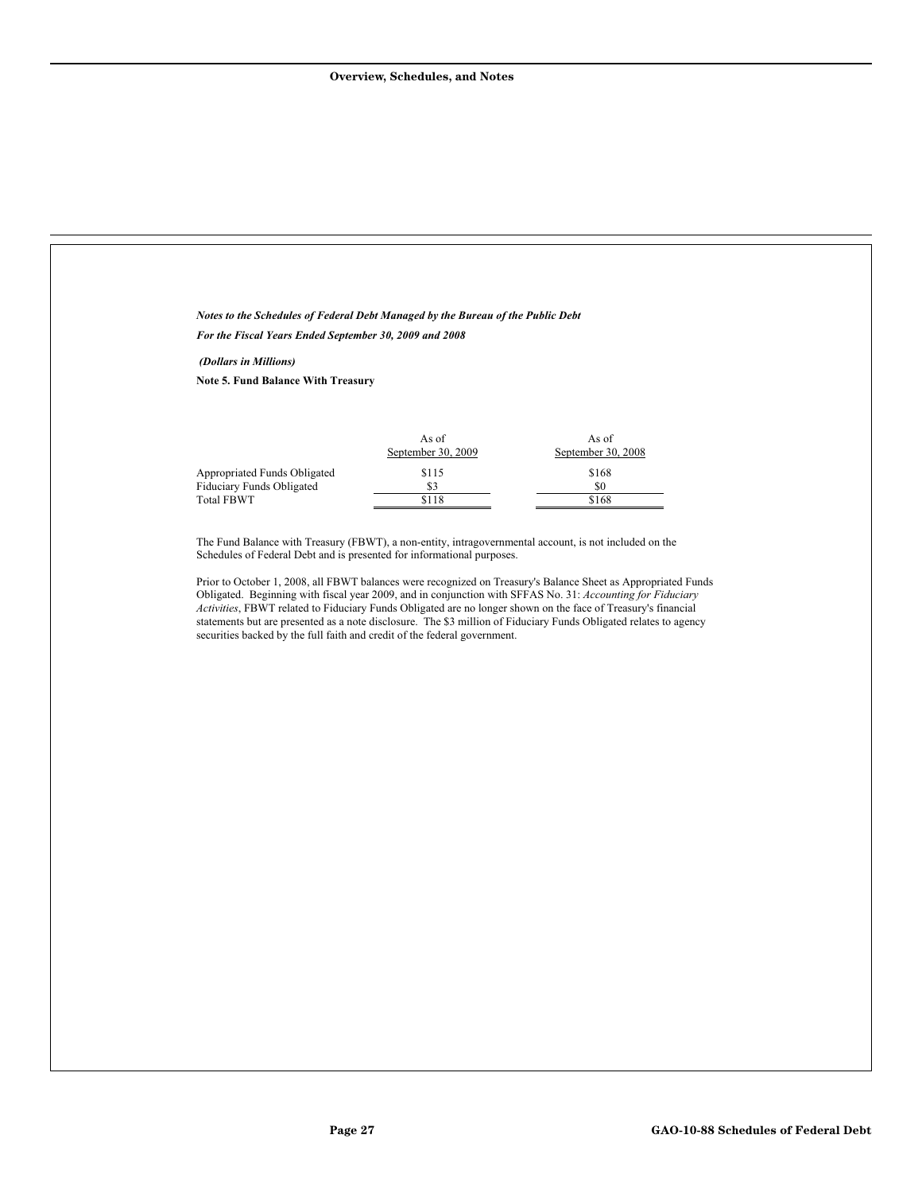*Notes to the Schedules of Federal Debt Managed by the Bureau of the Public Debt*

*For the Fiscal Years Ended September 30, 2009 and 2008*

***(Dollars in Millions)***

**Note 5. Fund Balance With Treasury**

| | As of September 30, 2009 | As of September 30, 2008 |
|---|---|---|
| Appropriated Funds Obligated | \$115 | \$168 |
| Fiduciary Funds Obligated | \$3 | \$0 |
| Total FBWT | \$118 | \$168 |

The Fund Balance with Treasury (FBWT), a non-entity, intragovernmental account, is not included on the Schedules of Federal Debt and is presented for informational purposes.

Prior to October 1, 2008, all FBWT balances were recognized on Treasury's Balance Sheet as Appropriated Funds Obligated. Beginning with fiscal year 2009, and in conjunction with SFFAS No. 31: *Accounting for Fiduciary Activities*, FBWT related to Fiduciary Funds Obligated are no longer shown on the face of Treasury's financial statements but are presented as a note disclosure. The \$3 million of Fiduciary Funds Obligated relates to agency securities backed by the full faith and credit of the federal government.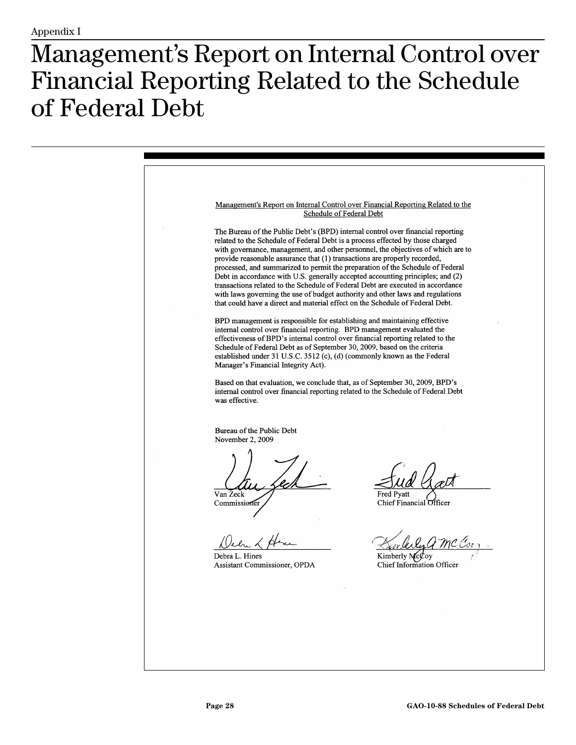Appendix I

# Management's Report on Internal Control over Financial Reporting Related to the Schedule of Federal Debt

Management's Report on Internal Control over Financial Reporting Related to the Schedule of Federal Debt

The Bureau of the Public Debt's (BPD) internal control over financial reporting related to the Schedule of Federal Debt is a process effected by those charged with governance, management, and other personnel, the objectives of which are to provide reasonable assurance that (1) transactions are properly recorded, processed, and summarized to permit the preparation of the Schedule of Federal Debt in accordance with U.S. generally accepted accounting principles; and (2) transactions related to the Schedule of Federal Debt are executed in accordance with laws governing the use of budget authority and other laws and regulations that could have a direct and material effect on the Schedule of Federal Debt.

BPD management is responsible for establishing and maintaining effective internal control over financial reporting. BPD management evaluated the effectiveness of BPD's internal control over financial reporting related to the Schedule of Federal Debt as of September 30, 2009, based on the criteria established under 31 U.S.C. 3512 (c), (d) (commonly known as the Federal Manager's Financial Integrity Act).

Based on that evaluation, we conclude that, as of September 30, 2009, BPD's internal control over financial reporting related to the Schedule of Federal Debt was effective.

Bureau of the Public Debt
November 2, 2009

Van Zeck
Commissioner

Fred Pyatt
Chief Financial Officer

Debra L. Hines
Assistant Commissioner, OPDA

Kimberly McCoy
Chief Information Officer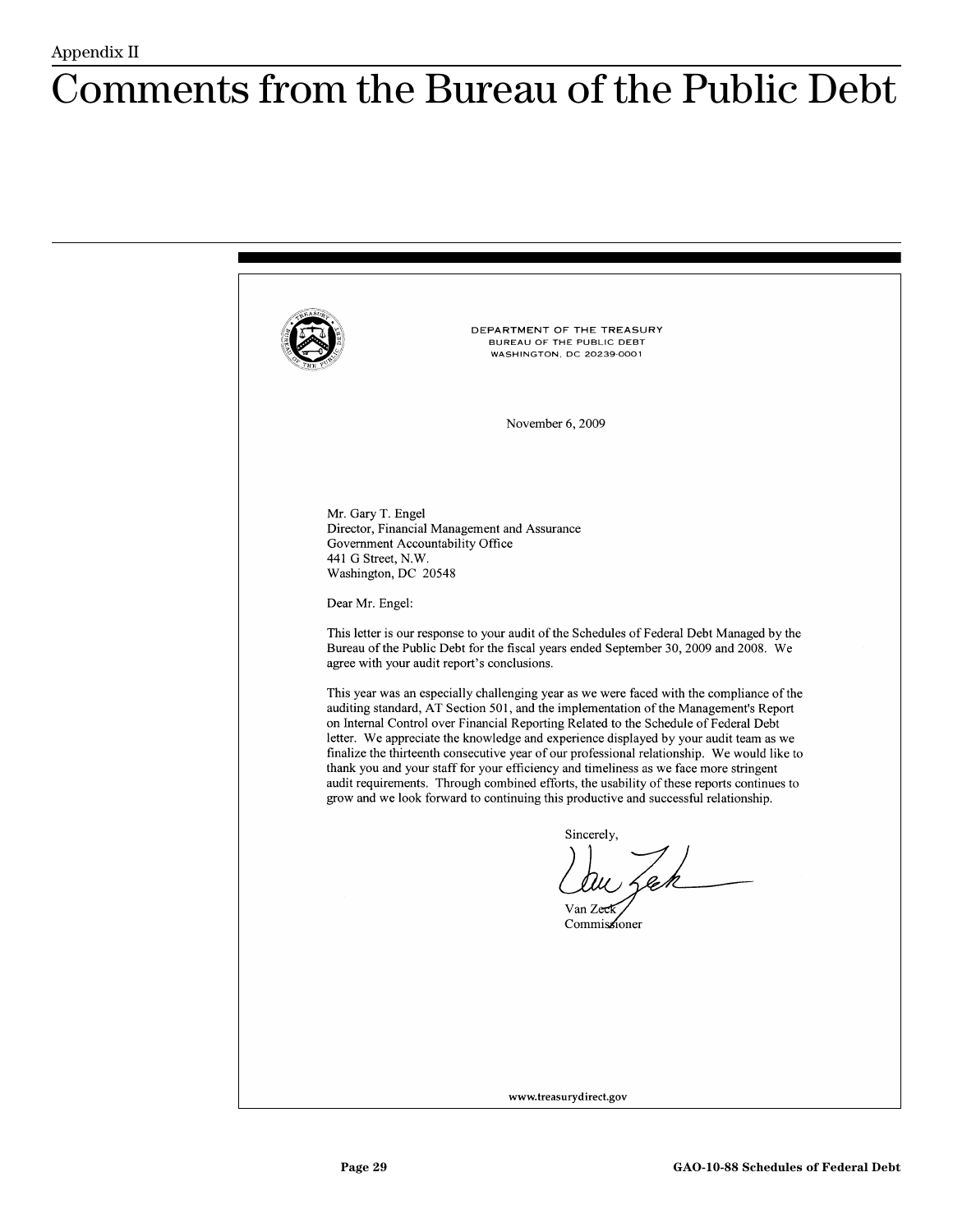Appendix II

# Comments from the Bureau of the Public Debt

DEPARTMENT OF THE TREASURY
BUREAU OF THE PUBLIC DEBT
WASHINGTON, DC 20239-0001

November 6, 2009

Mr. Gary T. Engel
Director, Financial Management and Assurance
Government Accountability Office
441 G Street, N.W.
Washington, DC 20548

Dear Mr. Engel:

This letter is our response to your audit of the Schedules of Federal Debt Managed by the Bureau of the Public Debt for the fiscal years ended September 30, 2009 and 2008. We agree with your audit report's conclusions.

This year was an especially challenging year as we were faced with the compliance of the auditing standard, AT Section 501, and the implementation of the Management's Report on Internal Control over Financial Reporting Related to the Schedule of Federal Debt letter. We appreciate the knowledge and experience displayed by your audit team as we finalize the thirteenth consecutive year of our professional relationship. We would like to thank you and your staff for your efficiency and timeliness as we face more stringent audit requirements. Through combined efforts, the usability of these reports continues to grow and we look forward to continuing this productive and successful relationship.

Sincerely,

Van Zeck
Commissioner

www.treasurydirect.gov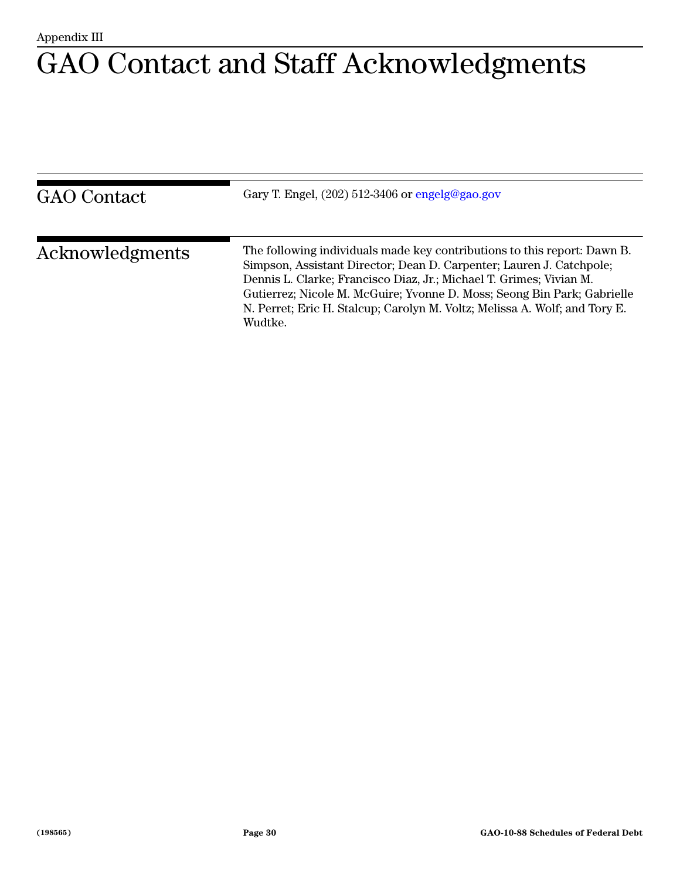Appendix III

# GAO Contact and Staff Acknowledgments

## GAO Contact

Gary T. Engel, (202) 512-3406 or engelg@gao.gov

## Acknowledgments

The following individuals made key contributions to this report: Dawn B. Simpson, Assistant Director; Dean D. Carpenter; Lauren J. Catchpole; Dennis L. Clarke; Francisco Diaz, Jr.; Michael T. Grimes; Vivian M. Gutierrez; Nicole M. McGuire; Yvonne D. Moss; Seong Bin Park; Gabrielle N. Perret; Eric H. Stalcup; Carolyn M. Voltz; Melissa A. Wolf; and Tory E. Wudtke.

(198565)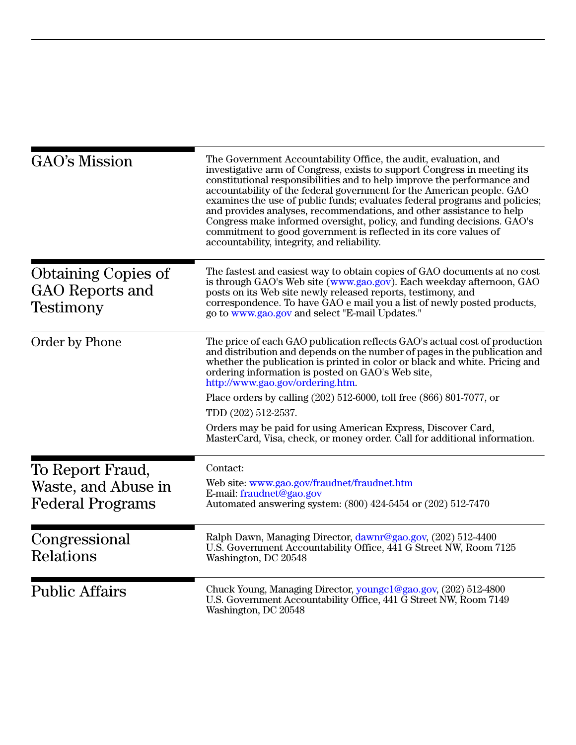## GAO's Mission

The Government Accountability Office, the audit, evaluation, and investigative arm of Congress, exists to support Congress in meeting its constitutional responsibilities and to help improve the performance and accountability of the federal government for the American people. GAO examines the use of public funds; evaluates federal programs and policies; and provides analyses, recommendations, and other assistance to help Congress make informed oversight, policy, and funding decisions. GAO's commitment to good government is reflected in its core values of accountability, integrity, and reliability.

## Obtaining Copies of GAO Reports and Testimony

The fastest and easiest way to obtain copies of GAO documents at no cost is through GAO's Web site (www.gao.gov). Each weekday afternoon, GAO posts on its Web site newly released reports, testimony, and correspondence. To have GAO e mail you a list of newly posted products, go to www.gao.gov and select "E-mail Updates."

### Order by Phone

The price of each GAO publication reflects GAO's actual cost of production and distribution and depends on the number of pages in the publication and whether the publication is printed in color or black and white. Pricing and ordering information is posted on GAO's Web site, http://www.gao.gov/ordering.htm.

Place orders by calling (202) 512-6000, toll free (866) 801-7077, or

TDD (202) 512-2537.

Orders may be paid for using American Express, Discover Card, MasterCard, Visa, check, or money order. Call for additional information.

## To Report Fraud, Waste, and Abuse in Federal Programs

Contact:

Web site: www.gao.gov/fraudnet/fraudnet.htm
E-mail: fraudnet@gao.gov
Automated answering system: (800) 424-5454 or (202) 512-7470

## Congressional Relations

Ralph Dawn, Managing Director, dawnr@gao.gov, (202) 512-4400
U.S. Government Accountability Office, 441 G Street NW, Room 7125
Washington, DC 20548

## Public Affairs

Chuck Young, Managing Director, youngc1@gao.gov, (202) 512-4800
U.S. Government Accountability Office, 441 G Street NW, Room 7149
Washington, DC 20548